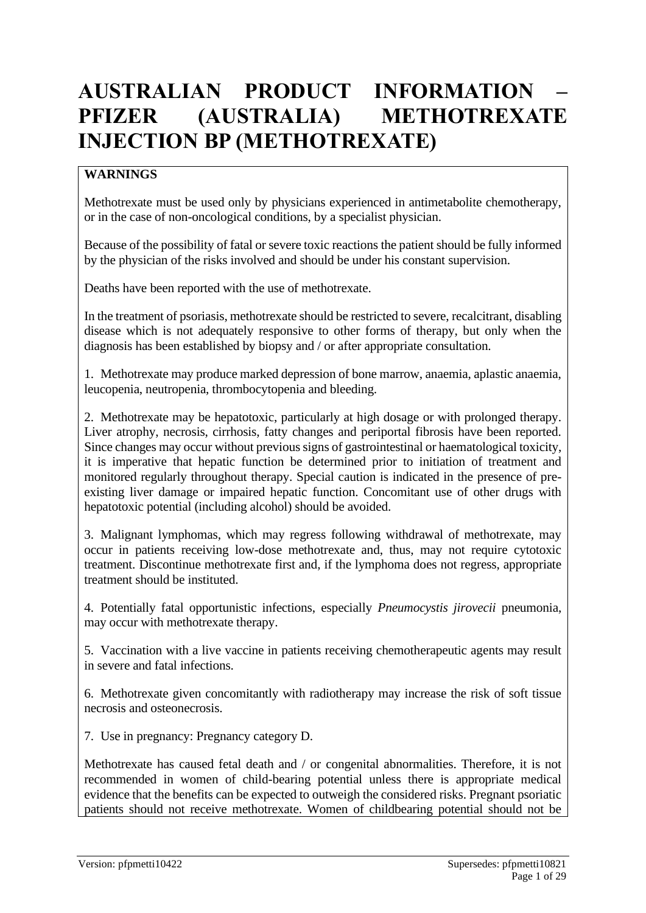# AUSTRALIAN PRODUCT INFORMATION – PFIZER (AUSTRALIA) METHOTREXATE INJECTION BP (METHOTREXATE)

**WARNINGS**

Methotrexate must be used only by physicians experienced in antimetabolite chemotherapy, or in the case of non-oncological conditions, by a specialist physician.

Because of the possibility of fatal or severe toxic reactions the patient should be fully informed by the physician of the risks involved and should be under his constant supervision.

Deaths have been reported with the use of methotrexate.

In the treatment of psoriasis, methotrexate should be restricted to severe, recalcitrant, disabling disease which is not adequately responsive to other forms of therapy, but only when the diagnosis has been established by biopsy and / or after appropriate consultation.

1. Methotrexate may produce marked depression of bone marrow, anaemia, aplastic anaemia, leucopenia, neutropenia, thrombocytopenia and bleeding.

2. Methotrexate may be hepatotoxic, particularly at high dosage or with prolonged therapy. Liver atrophy, necrosis, cirrhosis, fatty changes and periportal fibrosis have been reported. Since changes may occur without previous signs of gastrointestinal or haematological toxicity, it is imperative that hepatic function be determined prior to initiation of treatment and monitored regularly throughout therapy. Special caution is indicated in the presence of pre-existing liver damage or impaired hepatic function. Concomitant use of other drugs with hepatotoxic potential (including alcohol) should be avoided.

3. Malignant lymphomas, which may regress following withdrawal of methotrexate, may occur in patients receiving low-dose methotrexate and, thus, may not require cytotoxic treatment. Discontinue methotrexate first and, if the lymphoma does not regress, appropriate treatment should be instituted.

4. Potentially fatal opportunistic infections, especially *Pneumocystis jirovecii* pneumonia, may occur with methotrexate therapy.

5. Vaccination with a live vaccine in patients receiving chemotherapeutic agents may result in severe and fatal infections.

6. Methotrexate given concomitantly with radiotherapy may increase the risk of soft tissue necrosis and osteonecrosis.

7. Use in pregnancy: Pregnancy category D.

Methotrexate has caused fetal death and / or congenital abnormalities. Therefore, it is not recommended in women of child-bearing potential unless there is appropriate medical evidence that the benefits can be expected to outweigh the considered risks. Pregnant psoriatic patients should not receive methotrexate. Women of childbearing potential should not be

Version: pfpmetti10422 Supersedes: pfpmetti10821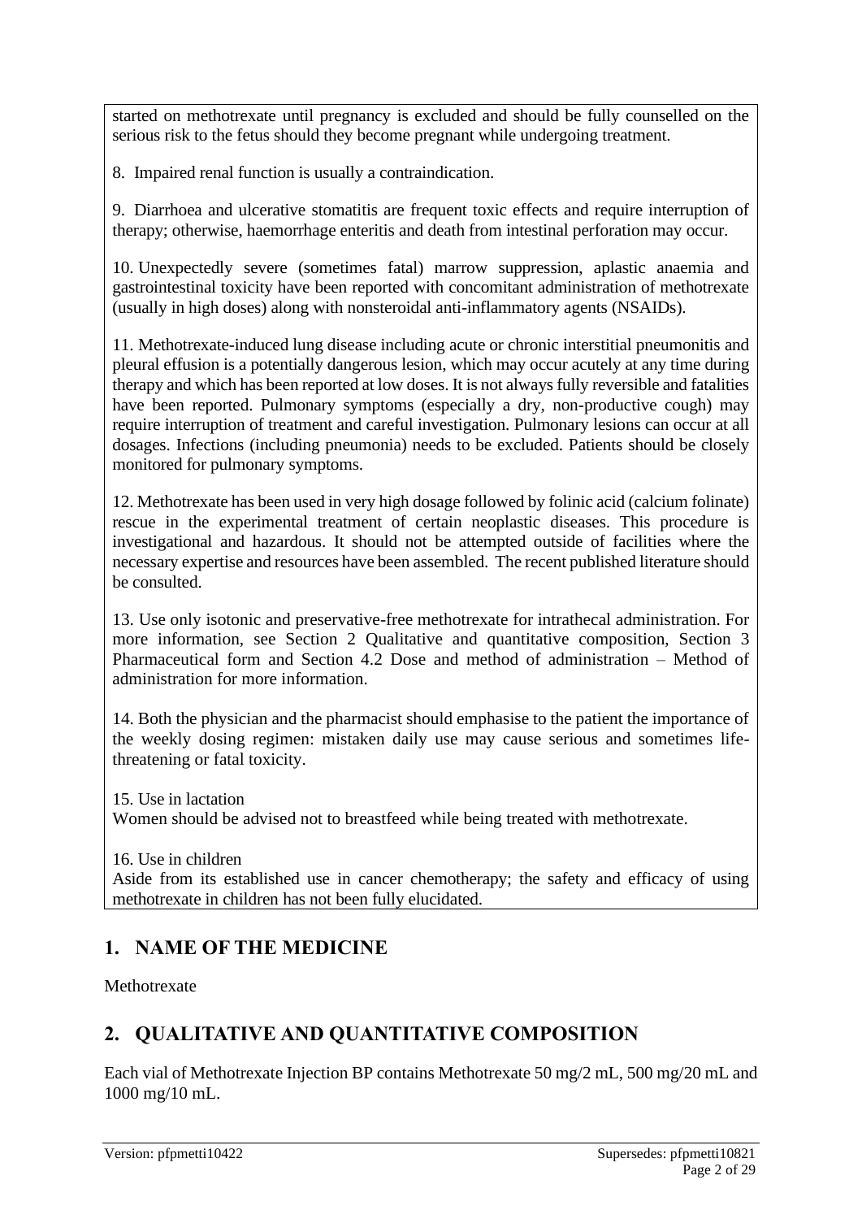started on methotrexate until pregnancy is excluded and should be fully counselled on the serious risk to the fetus should they become pregnant while undergoing treatment.

8. Impaired renal function is usually a contraindication.

9. Diarrhoea and ulcerative stomatitis are frequent toxic effects and require interruption of therapy; otherwise, haemorrhage enteritis and death from intestinal perforation may occur.

10. Unexpectedly severe (sometimes fatal) marrow suppression, aplastic anaemia and gastrointestinal toxicity have been reported with concomitant administration of methotrexate (usually in high doses) along with nonsteroidal anti-inflammatory agents (NSAIDs).

11. Methotrexate-induced lung disease including acute or chronic interstitial pneumonitis and pleural effusion is a potentially dangerous lesion, which may occur acutely at any time during therapy and which has been reported at low doses. It is not always fully reversible and fatalities have been reported. Pulmonary symptoms (especially a dry, non-productive cough) may require interruption of treatment and careful investigation. Pulmonary lesions can occur at all dosages. Infections (including pneumonia) needs to be excluded. Patients should be closely monitored for pulmonary symptoms.

12. Methotrexate has been used in very high dosage followed by folinic acid (calcium folinate) rescue in the experimental treatment of certain neoplastic diseases. This procedure is investigational and hazardous. It should not be attempted outside of facilities where the necessary expertise and resources have been assembled. The recent published literature should be consulted.

13. Use only isotonic and preservative-free methotrexate for intrathecal administration. For more information, see Section 2 Qualitative and quantitative composition, Section 3 Pharmaceutical form and Section 4.2 Dose and method of administration – Method of administration for more information.

14. Both the physician and the pharmacist should emphasise to the patient the importance of the weekly dosing regimen: mistaken daily use may cause serious and sometimes life-threatening or fatal toxicity.

15. Use in lactation
Women should be advised not to breastfeed while being treated with methotrexate.

16. Use in children
Aside from its established use in cancer chemotherapy; the safety and efficacy of using methotrexate in children has not been fully elucidated.

## 1. NAME OF THE MEDICINE

Methotrexate

## 2. QUALITATIVE AND QUANTITATIVE COMPOSITION

Each vial of Methotrexate Injection BP contains Methotrexate 50 mg/2 mL, 500 mg/20 mL and 1000 mg/10 mL.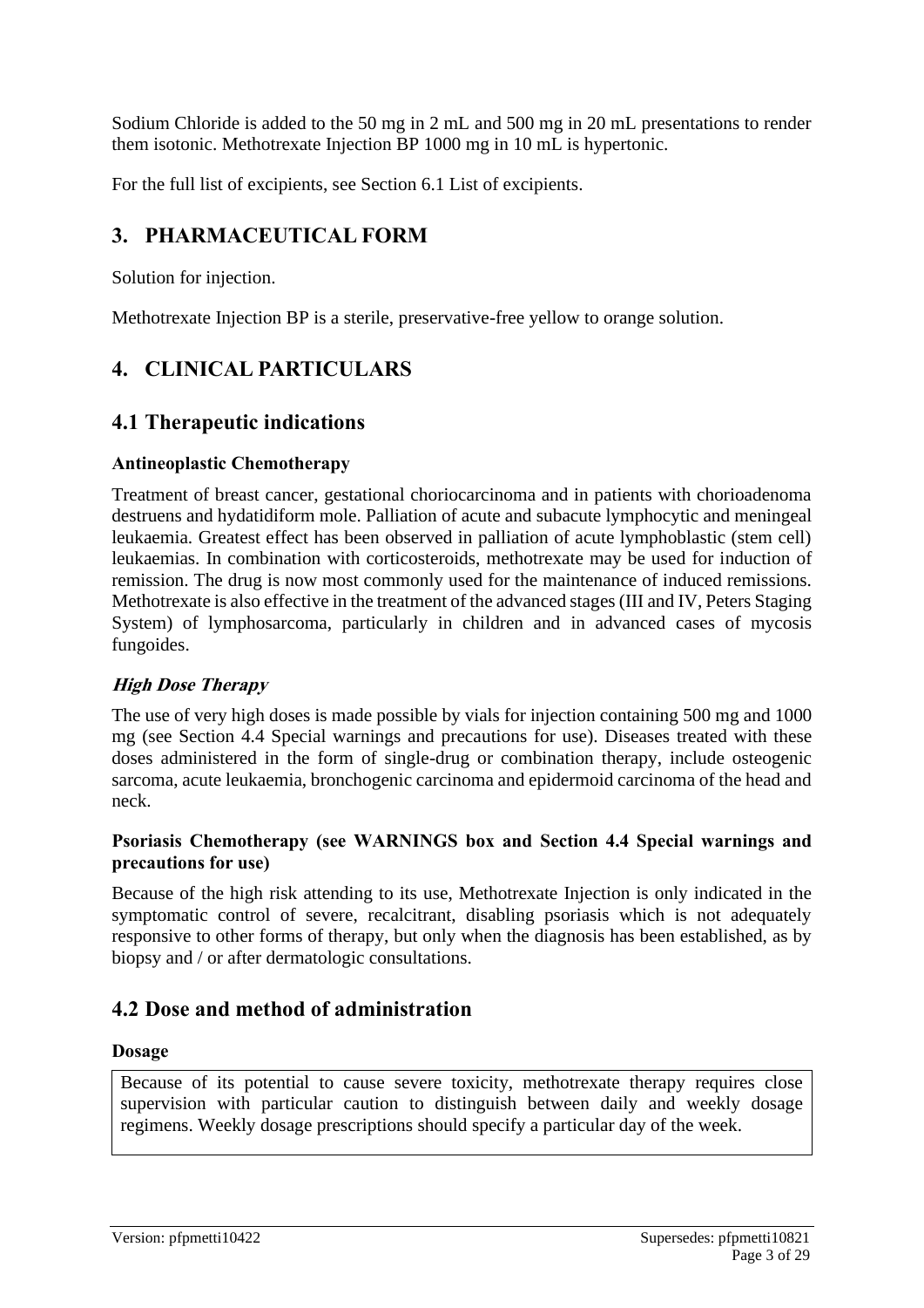Sodium Chloride is added to the 50 mg in 2 mL and 500 mg in 20 mL presentations to render them isotonic. Methotrexate Injection BP 1000 mg in 10 mL is hypertonic.

For the full list of excipients, see Section 6.1 List of excipients.

# 3. PHARMACEUTICAL FORM

Solution for injection.

Methotrexate Injection BP is a sterile, preservative-free yellow to orange solution.

# 4. CLINICAL PARTICULARS

## 4.1 Therapeutic indications

**Antineoplastic Chemotherapy**

Treatment of breast cancer, gestational choriocarcinoma and in patients with chorioadenoma destruens and hydatidiform mole. Palliation of acute and subacute lymphocytic and meningeal leukaemia. Greatest effect has been observed in palliation of acute lymphoblastic (stem cell) leukaemias. In combination with corticosteroids, methotrexate may be used for induction of remission. The drug is now most commonly used for the maintenance of induced remissions. Methotrexate is also effective in the treatment of the advanced stages (III and IV, Peters Staging System) of lymphosarcoma, particularly in children and in advanced cases of mycosis fungoides.

***High Dose Therapy***

The use of very high doses is made possible by vials for injection containing 500 mg and 1000 mg (see Section 4.4 Special warnings and precautions for use). Diseases treated with these doses administered in the form of single-drug or combination therapy, include osteogenic sarcoma, acute leukaemia, bronchogenic carcinoma and epidermoid carcinoma of the head and neck.

**Psoriasis Chemotherapy (see WARNINGS box and Section 4.4 Special warnings and precautions for use)**

Because of the high risk attending to its use, Methotrexate Injection is only indicated in the symptomatic control of severe, recalcitrant, disabling psoriasis which is not adequately responsive to other forms of therapy, but only when the diagnosis has been established, as by biopsy and / or after dermatologic consultations.

## 4.2 Dose and method of administration

**Dosage**

Because of its potential to cause severe toxicity, methotrexate therapy requires close supervision with particular caution to distinguish between daily and weekly dosage regimens. Weekly dosage prescriptions should specify a particular day of the week.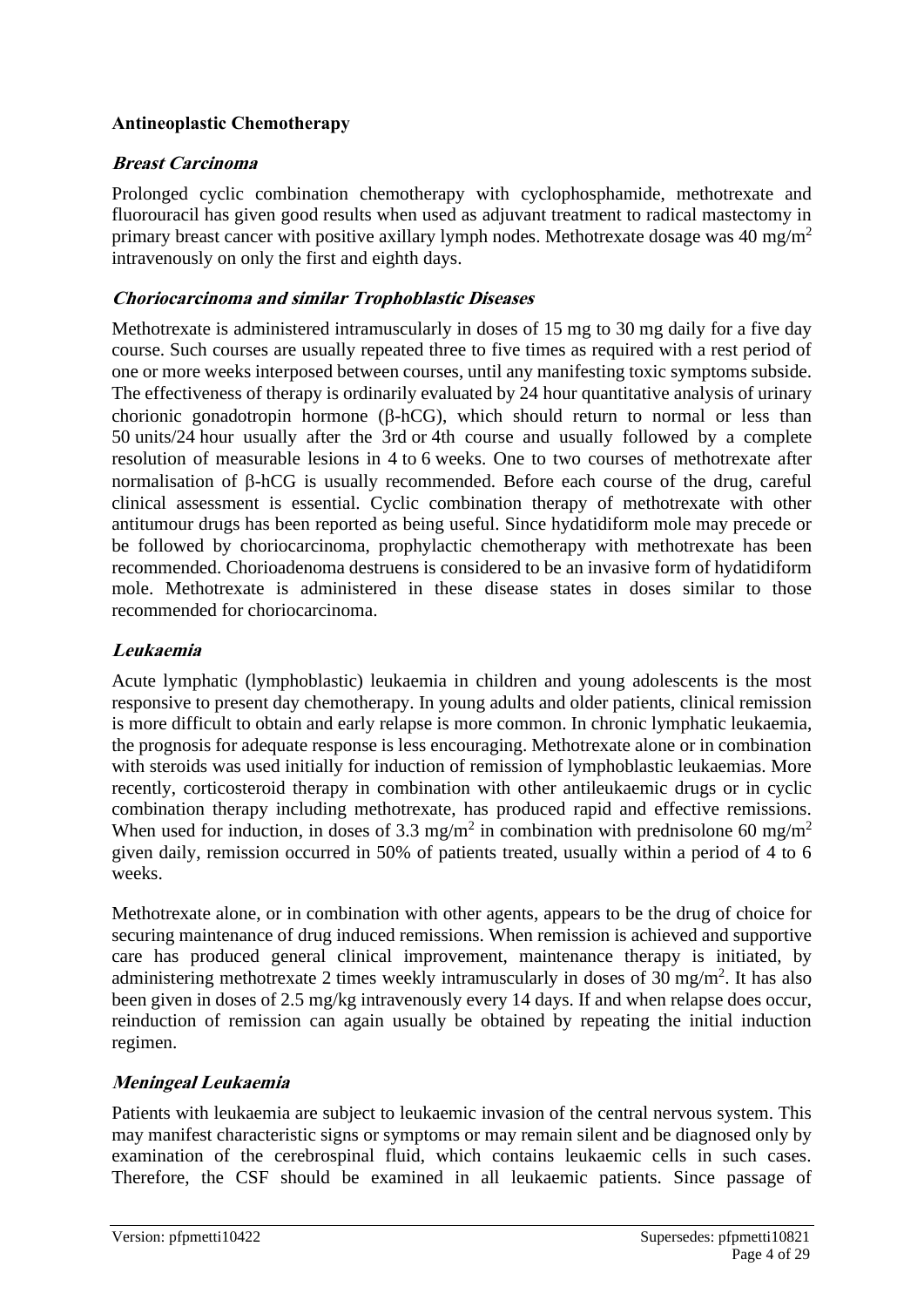**Antineoplastic Chemotherapy**

***Breast Carcinoma***

Prolonged cyclic combination chemotherapy with cyclophosphamide, methotrexate and fluorouracil has given good results when used as adjuvant treatment to radical mastectomy in primary breast cancer with positive axillary lymph nodes. Methotrexate dosage was 40 mg/m$^2$ intravenously on only the first and eighth days.

***Choriocarcinoma and similar Trophoblastic Diseases***

Methotrexate is administered intramuscularly in doses of 15 mg to 30 mg daily for a five day course. Such courses are usually repeated three to five times as required with a rest period of one or more weeks interposed between courses, until any manifesting toxic symptoms subside. The effectiveness of therapy is ordinarily evaluated by 24 hour quantitative analysis of urinary chorionic gonadotropin hormone (β-hCG), which should return to normal or less than 50 units/24 hour usually after the 3rd or 4th course and usually followed by a complete resolution of measurable lesions in 4 to 6 weeks. One to two courses of methotrexate after normalisation of β-hCG is usually recommended. Before each course of the drug, careful clinical assessment is essential. Cyclic combination therapy of methotrexate with other antitumour drugs has been reported as being useful. Since hydatidiform mole may precede or be followed by choriocarcinoma, prophylactic chemotherapy with methotrexate has been recommended. Chorioadenoma destruens is considered to be an invasive form of hydatidiform mole. Methotrexate is administered in these disease states in doses similar to those recommended for choriocarcinoma.

***Leukaemia***

Acute lymphatic (lymphoblastic) leukaemia in children and young adolescents is the most responsive to present day chemotherapy. In young adults and older patients, clinical remission is more difficult to obtain and early relapse is more common. In chronic lymphatic leukaemia, the prognosis for adequate response is less encouraging. Methotrexate alone or in combination with steroids was used initially for induction of remission of lymphoblastic leukaemias. More recently, corticosteroid therapy in combination with other antileukaemic drugs or in cyclic combination therapy including methotrexate, has produced rapid and effective remissions. When used for induction, in doses of 3.3 mg/m$^2$ in combination with prednisolone 60 mg/m$^2$ given daily, remission occurred in 50% of patients treated, usually within a period of 4 to 6 weeks.

Methotrexate alone, or in combination with other agents, appears to be the drug of choice for securing maintenance of drug induced remissions. When remission is achieved and supportive care has produced general clinical improvement, maintenance therapy is initiated, by administering methotrexate 2 times weekly intramuscularly in doses of 30 mg/m$^2$. It has also been given in doses of 2.5 mg/kg intravenously every 14 days. If and when relapse does occur, reinduction of remission can again usually be obtained by repeating the initial induction regimen.

***Meningeal Leukaemia***

Patients with leukaemia are subject to leukaemic invasion of the central nervous system. This may manifest characteristic signs or symptoms or may remain silent and be diagnosed only by examination of the cerebrospinal fluid, which contains leukaemic cells in such cases. Therefore, the CSF should be examined in all leukaemic patients. Since passage of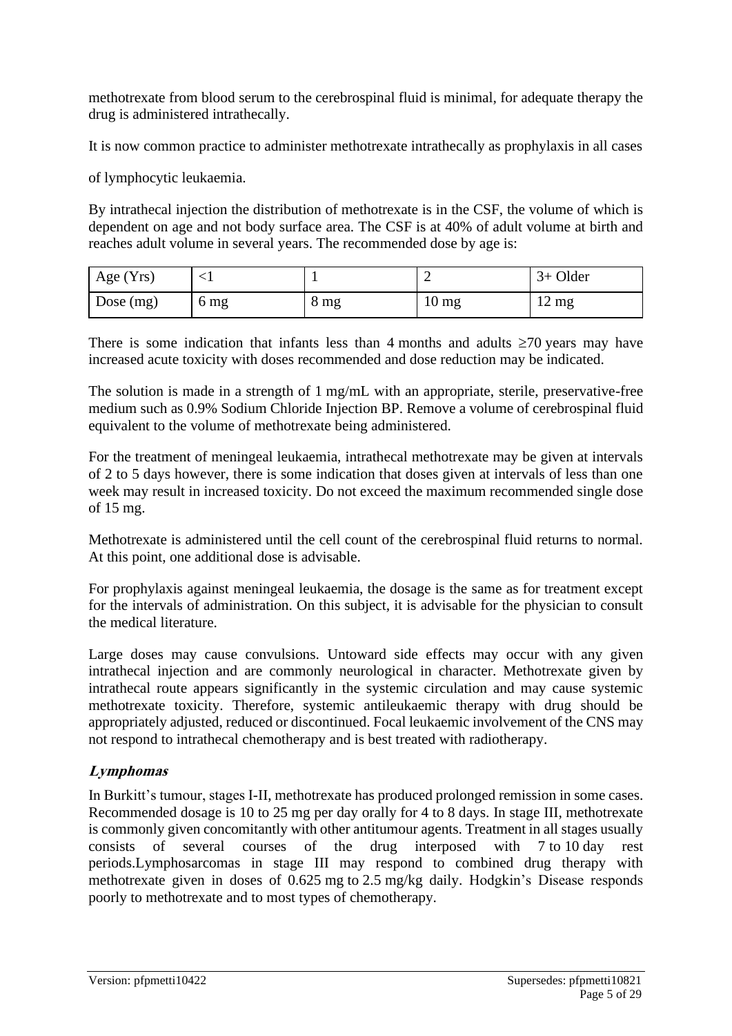methotrexate from blood serum to the cerebrospinal fluid is minimal, for adequate therapy the drug is administered intrathecally.

It is now common practice to administer methotrexate intrathecally as prophylaxis in all cases

of lymphocytic leukaemia.

By intrathecal injection the distribution of methotrexate is in the CSF, the volume of which is dependent on age and not body surface area. The CSF is at 40% of adult volume at birth and reaches adult volume in several years. The recommended dose by age is:

| Age (Yrs) | <1 | 1 | 2 | 3+ Older |
|---|---|---|---|---|
| Dose (mg) | 6 mg | 8 mg | 10 mg | 12 mg |

There is some indication that infants less than 4 months and adults ≥70 years may have increased acute toxicity with doses recommended and dose reduction may be indicated.

The solution is made in a strength of 1 mg/mL with an appropriate, sterile, preservative-free medium such as 0.9% Sodium Chloride Injection BP. Remove a volume of cerebrospinal fluid equivalent to the volume of methotrexate being administered.

For the treatment of meningeal leukaemia, intrathecal methotrexate may be given at intervals of 2 to 5 days however, there is some indication that doses given at intervals of less than one week may result in increased toxicity. Do not exceed the maximum recommended single dose of 15 mg.

Methotrexate is administered until the cell count of the cerebrospinal fluid returns to normal. At this point, one additional dose is advisable.

For prophylaxis against meningeal leukaemia, the dosage is the same as for treatment except for the intervals of administration. On this subject, it is advisable for the physician to consult the medical literature.

Large doses may cause convulsions. Untoward side effects may occur with any given intrathecal injection and are commonly neurological in character. Methotrexate given by intrathecal route appears significantly in the systemic circulation and may cause systemic methotrexate toxicity. Therefore, systemic antileukaemic therapy with drug should be appropriately adjusted, reduced or discontinued. Focal leukaemic involvement of the CNS may not respond to intrathecal chemotherapy and is best treated with radiotherapy.

### *Lymphomas*

In Burkitt's tumour, stages I-II, methotrexate has produced prolonged remission in some cases. Recommended dosage is 10 to 25 mg per day orally for 4 to 8 days. In stage III, methotrexate is commonly given concomitantly with other antitumour agents. Treatment in all stages usually consists of several courses of the drug interposed with 7 to 10 day rest periods.Lymphosarcomas in stage III may respond to combined drug therapy with methotrexate given in doses of 0.625 mg to 2.5 mg/kg daily. Hodgkin's Disease responds poorly to methotrexate and to most types of chemotherapy.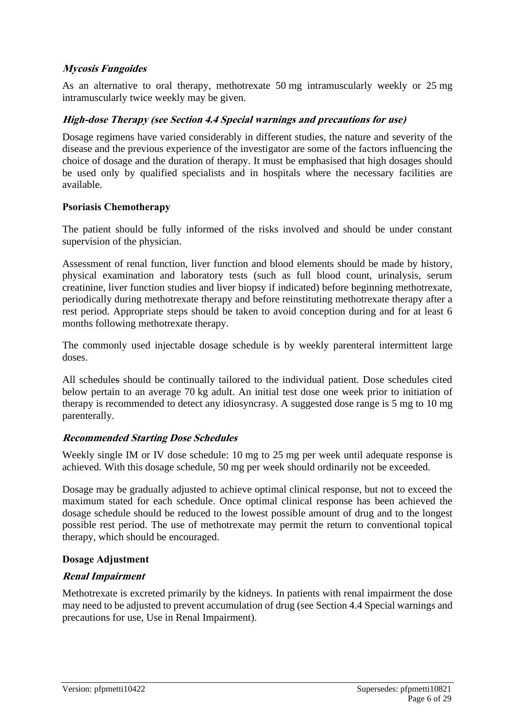#### *Mycosis Fungoides*

As an alternative to oral therapy, methotrexate 50 mg intramuscularly weekly or 25 mg intramuscularly twice weekly may be given.

#### *High-dose Therapy (see Section 4.4 Special warnings and precautions for use)*

Dosage regimens have varied considerably in different studies, the nature and severity of the disease and the previous experience of the investigator are some of the factors influencing the choice of dosage and the duration of therapy. It must be emphasised that high dosages should be used only by qualified specialists and in hospitals where the necessary facilities are available.

### Psoriasis Chemotherapy

The patient should be fully informed of the risks involved and should be under constant supervision of the physician.

Assessment of renal function, liver function and blood elements should be made by history, physical examination and laboratory tests (such as full blood count, urinalysis, serum creatinine, liver function studies and liver biopsy if indicated) before beginning methotrexate, periodically during methotrexate therapy and before reinstituting methotrexate therapy after a rest period. Appropriate steps should be taken to avoid conception during and for at least 6 months following methotrexate therapy.

The commonly used injectable dosage schedule is by weekly parenteral intermittent large doses.

All schedules should be continually tailored to the individual patient. Dose schedules cited below pertain to an average 70 kg adult. An initial test dose one week prior to initiation of therapy is recommended to detect any idiosyncrasy. A suggested dose range is 5 mg to 10 mg parenterally.

#### *Recommended Starting Dose Schedules*

Weekly single IM or IV dose schedule: 10 mg to 25 mg per week until adequate response is achieved. With this dosage schedule, 50 mg per week should ordinarily not be exceeded.

Dosage may be gradually adjusted to achieve optimal clinical response, but not to exceed the maximum stated for each schedule. Once optimal clinical response has been achieved the dosage schedule should be reduced to the lowest possible amount of drug and to the longest possible rest period. The use of methotrexate may permit the return to conventional topical therapy, which should be encouraged.

### Dosage Adjustment

#### *Renal Impairment*

Methotrexate is excreted primarily by the kidneys. In patients with renal impairment the dose may need to be adjusted to prevent accumulation of drug (see Section 4.4 Special warnings and precautions for use, Use in Renal Impairment).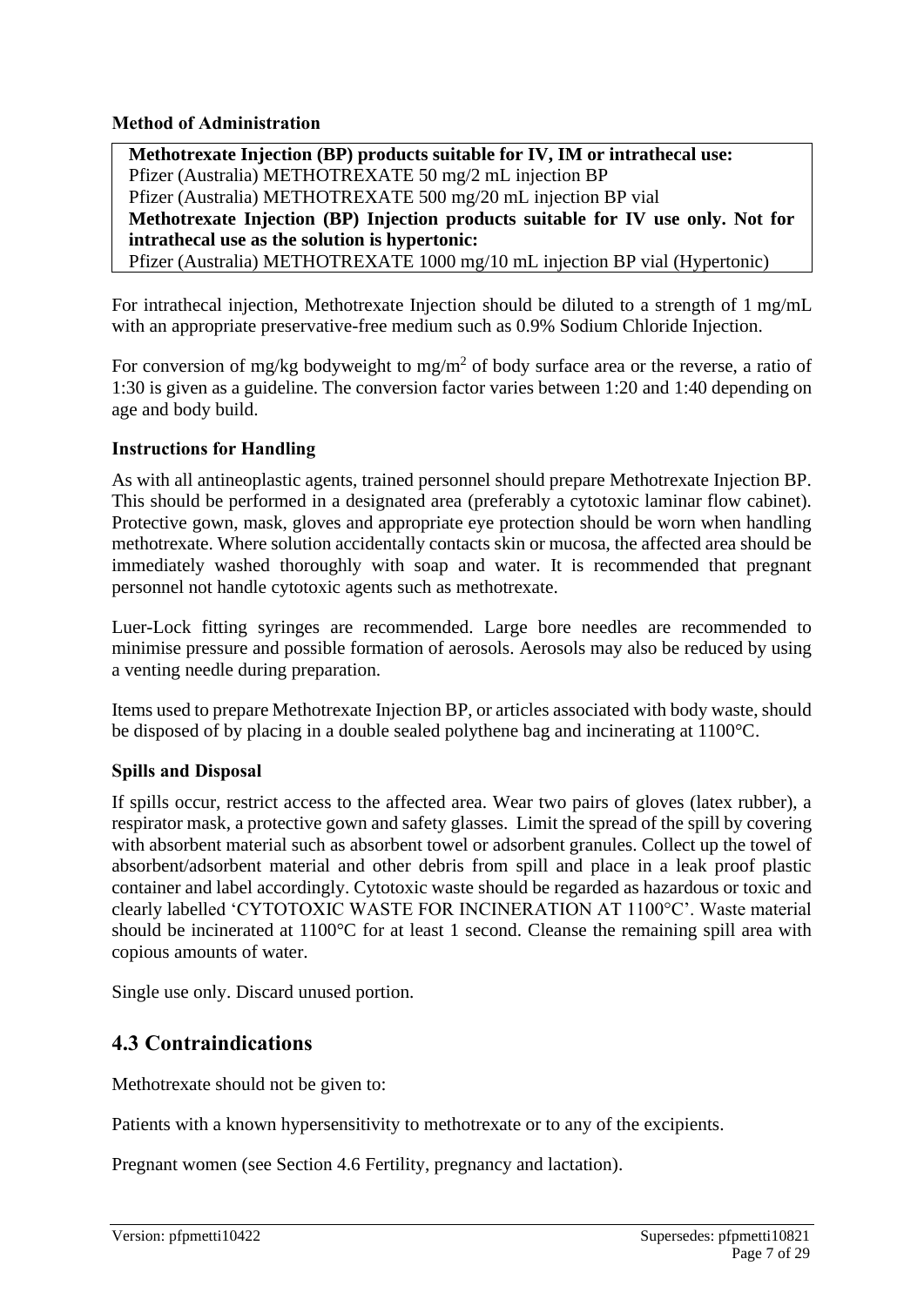### Method of Administration

| **Methotrexate Injection (BP) products suitable for IV, IM or intrathecal use:** |
|---|
| Pfizer (Australia) METHOTREXATE 50 mg/2 mL injection BP |
| Pfizer (Australia) METHOTREXATE 500 mg/20 mL injection BP vial |
| **Methotrexate Injection (BP) Injection products suitable for IV use only. Not for intrathecal use as the solution is hypertonic:** |
| Pfizer (Australia) METHOTREXATE 1000 mg/10 mL injection BP vial (Hypertonic) |

For intrathecal injection, Methotrexate Injection should be diluted to a strength of 1 mg/mL with an appropriate preservative-free medium such as 0.9% Sodium Chloride Injection.

For conversion of mg/kg bodyweight to mg/m$^2$ of body surface area or the reverse, a ratio of 1:30 is given as a guideline. The conversion factor varies between 1:20 and 1:40 depending on age and body build.

### Instructions for Handling

As with all antineoplastic agents, trained personnel should prepare Methotrexate Injection BP. This should be performed in a designated area (preferably a cytotoxic laminar flow cabinet). Protective gown, mask, gloves and appropriate eye protection should be worn when handling methotrexate. Where solution accidentally contacts skin or mucosa, the affected area should be immediately washed thoroughly with soap and water. It is recommended that pregnant personnel not handle cytotoxic agents such as methotrexate.

Luer-Lock fitting syringes are recommended. Large bore needles are recommended to minimise pressure and possible formation of aerosols. Aerosols may also be reduced by using a venting needle during preparation.

Items used to prepare Methotrexate Injection BP, or articles associated with body waste, should be disposed of by placing in a double sealed polythene bag and incinerating at 1100°C.

### Spills and Disposal

If spills occur, restrict access to the affected area. Wear two pairs of gloves (latex rubber), a respirator mask, a protective gown and safety glasses. Limit the spread of the spill by covering with absorbent material such as absorbent towel or adsorbent granules. Collect up the towel of absorbent/adsorbent material and other debris from spill and place in a leak proof plastic container and label accordingly. Cytotoxic waste should be regarded as hazardous or toxic and clearly labelled 'CYTOTOXIC WASTE FOR INCINERATION AT 1100°C'. Waste material should be incinerated at 1100°C for at least 1 second. Cleanse the remaining spill area with copious amounts of water.

Single use only. Discard unused portion.

## 4.3 Contraindications

Methotrexate should not be given to:

Patients with a known hypersensitivity to methotrexate or to any of the excipients.

Pregnant women (see Section 4.6 Fertility, pregnancy and lactation).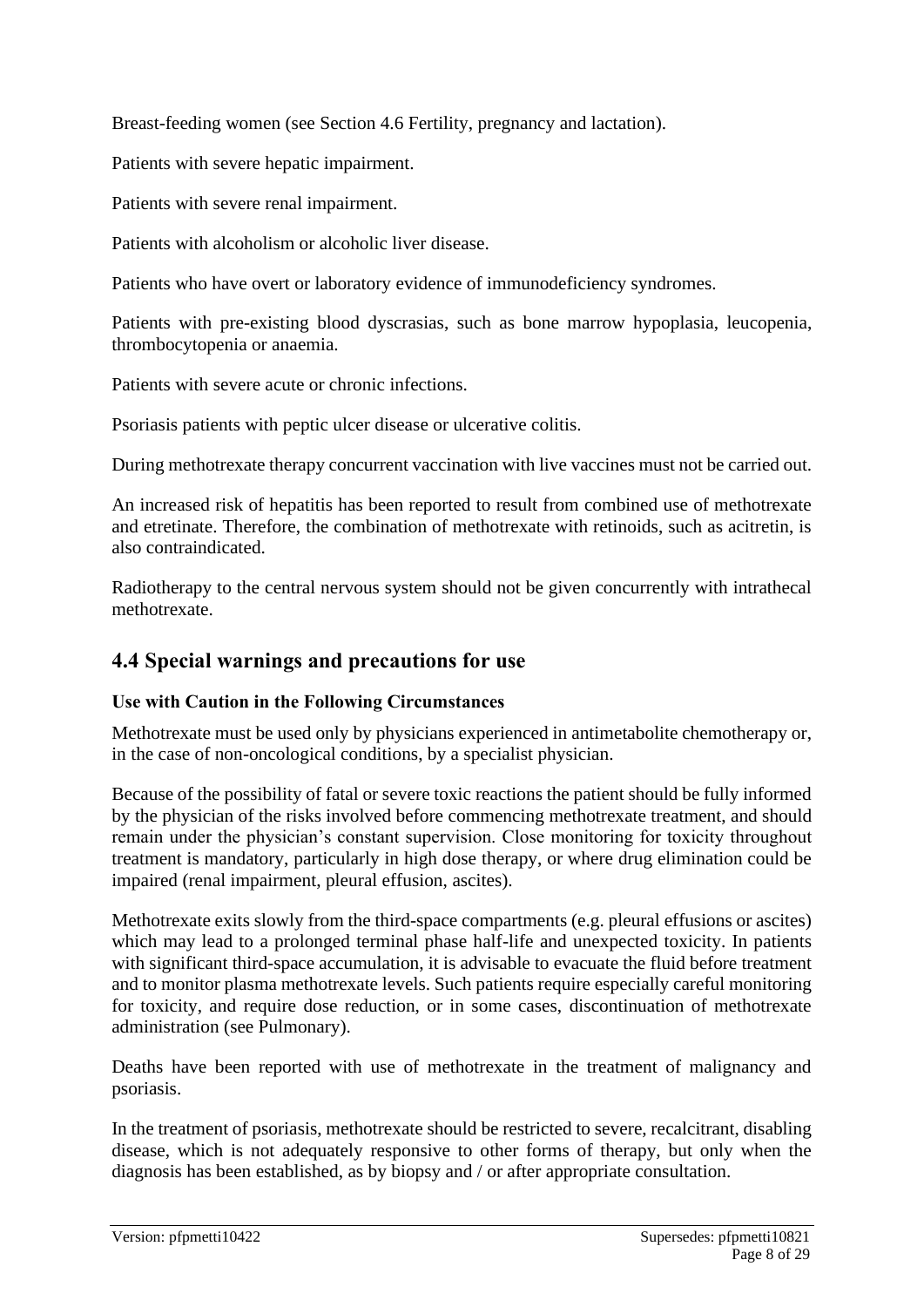Breast-feeding women (see Section 4.6 Fertility, pregnancy and lactation).

Patients with severe hepatic impairment.

Patients with severe renal impairment.

Patients with alcoholism or alcoholic liver disease.

Patients who have overt or laboratory evidence of immunodeficiency syndromes.

Patients with pre-existing blood dyscrasias, such as bone marrow hypoplasia, leucopenia, thrombocytopenia or anaemia.

Patients with severe acute or chronic infections.

Psoriasis patients with peptic ulcer disease or ulcerative colitis.

During methotrexate therapy concurrent vaccination with live vaccines must not be carried out.

An increased risk of hepatitis has been reported to result from combined use of methotrexate and etretinate. Therefore, the combination of methotrexate with retinoids, such as acitretin, is also contraindicated.

Radiotherapy to the central nervous system should not be given concurrently with intrathecal methotrexate.

## 4.4 Special warnings and precautions for use

### Use with Caution in the Following Circumstances

Methotrexate must be used only by physicians experienced in antimetabolite chemotherapy or, in the case of non-oncological conditions, by a specialist physician.

Because of the possibility of fatal or severe toxic reactions the patient should be fully informed by the physician of the risks involved before commencing methotrexate treatment, and should remain under the physician's constant supervision. Close monitoring for toxicity throughout treatment is mandatory, particularly in high dose therapy, or where drug elimination could be impaired (renal impairment, pleural effusion, ascites).

Methotrexate exits slowly from the third-space compartments (e.g. pleural effusions or ascites) which may lead to a prolonged terminal phase half-life and unexpected toxicity. In patients with significant third-space accumulation, it is advisable to evacuate the fluid before treatment and to monitor plasma methotrexate levels. Such patients require especially careful monitoring for toxicity, and require dose reduction, or in some cases, discontinuation of methotrexate administration (see Pulmonary).

Deaths have been reported with use of methotrexate in the treatment of malignancy and psoriasis.

In the treatment of psoriasis, methotrexate should be restricted to severe, recalcitrant, disabling disease, which is not adequately responsive to other forms of therapy, but only when the diagnosis has been established, as by biopsy and / or after appropriate consultation.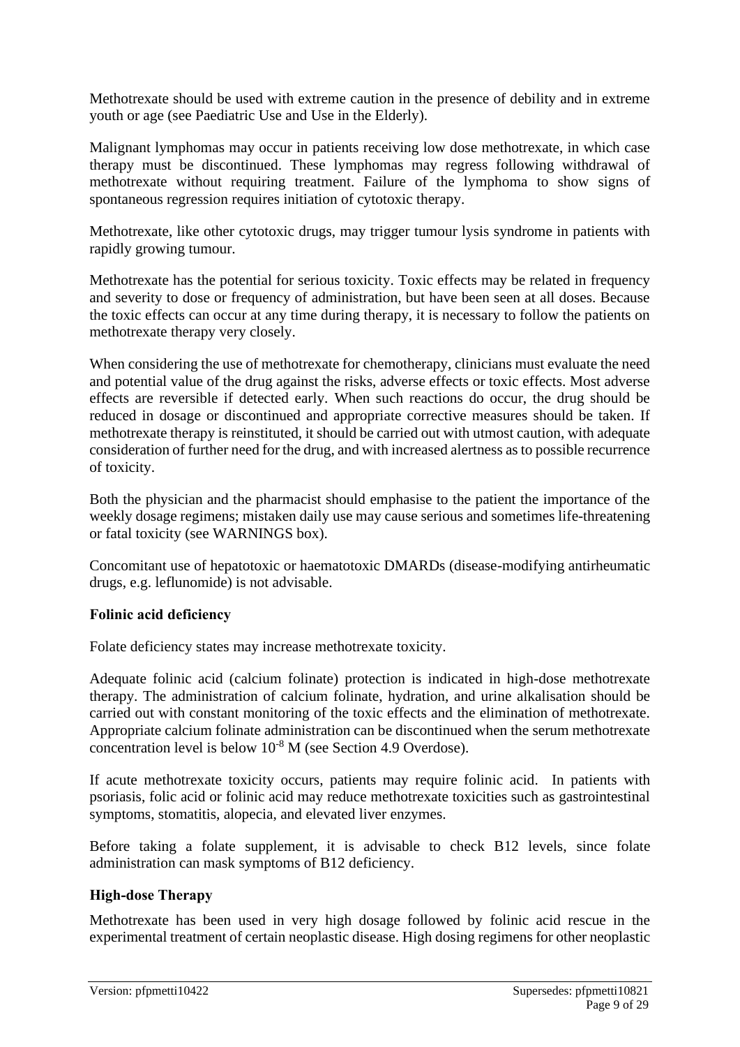Methotrexate should be used with extreme caution in the presence of debility and in extreme youth or age (see Paediatric Use and Use in the Elderly).

Malignant lymphomas may occur in patients receiving low dose methotrexate, in which case therapy must be discontinued. These lymphomas may regress following withdrawal of methotrexate without requiring treatment. Failure of the lymphoma to show signs of spontaneous regression requires initiation of cytotoxic therapy.

Methotrexate, like other cytotoxic drugs, may trigger tumour lysis syndrome in patients with rapidly growing tumour.

Methotrexate has the potential for serious toxicity. Toxic effects may be related in frequency and severity to dose or frequency of administration, but have been seen at all doses. Because the toxic effects can occur at any time during therapy, it is necessary to follow the patients on methotrexate therapy very closely.

When considering the use of methotrexate for chemotherapy, clinicians must evaluate the need and potential value of the drug against the risks, adverse effects or toxic effects. Most adverse effects are reversible if detected early. When such reactions do occur, the drug should be reduced in dosage or discontinued and appropriate corrective measures should be taken. If methotrexate therapy is reinstituted, it should be carried out with utmost caution, with adequate consideration of further need for the drug, and with increased alertness as to possible recurrence of toxicity.

Both the physician and the pharmacist should emphasise to the patient the importance of the weekly dosage regimens; mistaken daily use may cause serious and sometimes life-threatening or fatal toxicity (see WARNINGS box).

Concomitant use of hepatotoxic or haematotoxic DMARDs (disease-modifying antirheumatic drugs, e.g. leflunomide) is not advisable.

**Folinic acid deficiency**

Folate deficiency states may increase methotrexate toxicity.

Adequate folinic acid (calcium folinate) protection is indicated in high-dose methotrexate therapy. The administration of calcium folinate, hydration, and urine alkalisation should be carried out with constant monitoring of the toxic effects and the elimination of methotrexate. Appropriate calcium folinate administration can be discontinued when the serum methotrexate concentration level is below $10^{-8}$ M (see Section 4.9 Overdose).

If acute methotrexate toxicity occurs, patients may require folinic acid. In patients with psoriasis, folic acid or folinic acid may reduce methotrexate toxicities such as gastrointestinal symptoms, stomatitis, alopecia, and elevated liver enzymes.

Before taking a folate supplement, it is advisable to check B12 levels, since folate administration can mask symptoms of B12 deficiency.

**High-dose Therapy**

Methotrexate has been used in very high dosage followed by folinic acid rescue in the experimental treatment of certain neoplastic disease. High dosing regimens for other neoplastic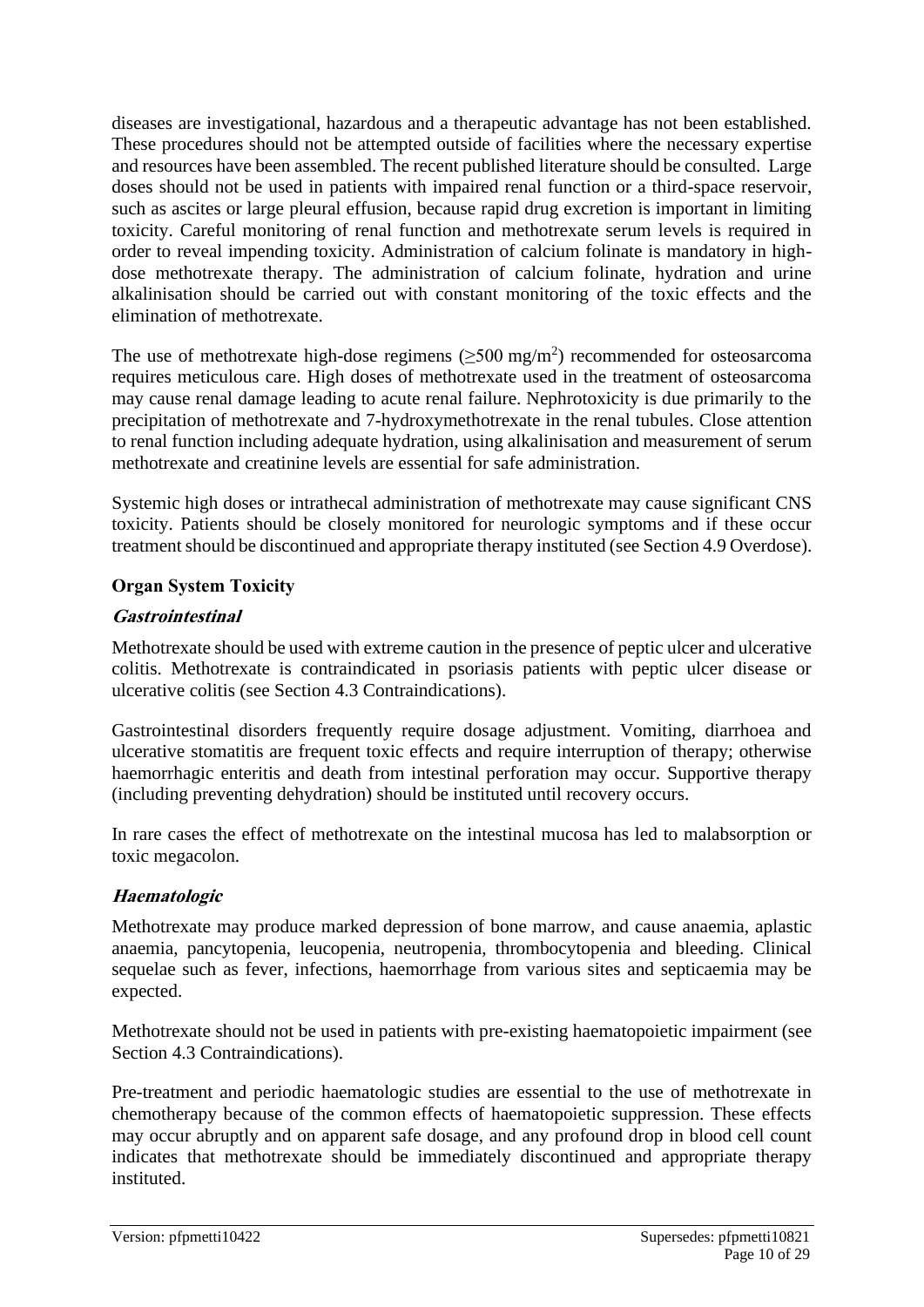diseases are investigational, hazardous and a therapeutic advantage has not been established. These procedures should not be attempted outside of facilities where the necessary expertise and resources have been assembled. The recent published literature should be consulted. Large doses should not be used in patients with impaired renal function or a third-space reservoir, such as ascites or large pleural effusion, because rapid drug excretion is important in limiting toxicity. Careful monitoring of renal function and methotrexate serum levels is required in order to reveal impending toxicity. Administration of calcium folinate is mandatory in high-dose methotrexate therapy. The administration of calcium folinate, hydration and urine alkalinisation should be carried out with constant monitoring of the toxic effects and the elimination of methotrexate.

The use of methotrexate high-dose regimens ($\geq$500 mg/m$^2$) recommended for osteosarcoma requires meticulous care. High doses of methotrexate used in the treatment of osteosarcoma may cause renal damage leading to acute renal failure. Nephrotoxicity is due primarily to the precipitation of methotrexate and 7-hydroxymethotrexate in the renal tubules. Close attention to renal function including adequate hydration, using alkalinisation and measurement of serum methotrexate and creatinine levels are essential for safe administration.

Systemic high doses or intrathecal administration of methotrexate may cause significant CNS toxicity. Patients should be closely monitored for neurologic symptoms and if these occur treatment should be discontinued and appropriate therapy instituted (see Section 4.9 Overdose).

**Organ System Toxicity**

***Gastrointestinal***

Methotrexate should be used with extreme caution in the presence of peptic ulcer and ulcerative colitis. Methotrexate is contraindicated in psoriasis patients with peptic ulcer disease or ulcerative colitis (see Section 4.3 Contraindications).

Gastrointestinal disorders frequently require dosage adjustment. Vomiting, diarrhoea and ulcerative stomatitis are frequent toxic effects and require interruption of therapy; otherwise haemorrhagic enteritis and death from intestinal perforation may occur. Supportive therapy (including preventing dehydration) should be instituted until recovery occurs.

In rare cases the effect of methotrexate on the intestinal mucosa has led to malabsorption or toxic megacolon.

***Haematologic***

Methotrexate may produce marked depression of bone marrow, and cause anaemia, aplastic anaemia, pancytopenia, leucopenia, neutropenia, thrombocytopenia and bleeding. Clinical sequelae such as fever, infections, haemorrhage from various sites and septicaemia may be expected.

Methotrexate should not be used in patients with pre-existing haematopoietic impairment (see Section 4.3 Contraindications).

Pre-treatment and periodic haematologic studies are essential to the use of methotrexate in chemotherapy because of the common effects of haematopoietic suppression. These effects may occur abruptly and on apparent safe dosage, and any profound drop in blood cell count indicates that methotrexate should be immediately discontinued and appropriate therapy instituted.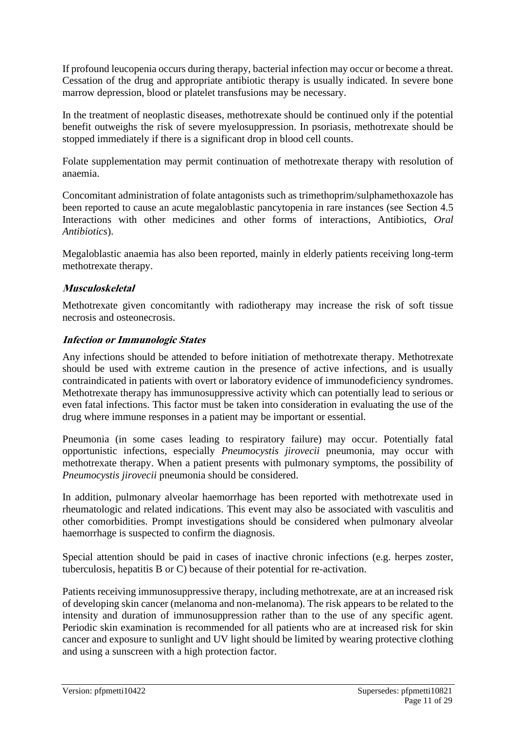If profound leucopenia occurs during therapy, bacterial infection may occur or become a threat. Cessation of the drug and appropriate antibiotic therapy is usually indicated. In severe bone marrow depression, blood or platelet transfusions may be necessary.

In the treatment of neoplastic diseases, methotrexate should be continued only if the potential benefit outweighs the risk of severe myelosuppression. In psoriasis, methotrexate should be stopped immediately if there is a significant drop in blood cell counts.

Folate supplementation may permit continuation of methotrexate therapy with resolution of anaemia.

Concomitant administration of folate antagonists such as trimethoprim/sulphamethoxazole has been reported to cause an acute megaloblastic pancytopenia in rare instances (see Section 4.5 Interactions with other medicines and other forms of interactions, Antibiotics, *Oral Antibiotics*).

Megaloblastic anaemia has also been reported, mainly in elderly patients receiving long-term methotrexate therapy.

### *Musculoskeletal*

Methotrexate given concomitantly with radiotherapy may increase the risk of soft tissue necrosis and osteonecrosis.

### *Infection or Immunologic States*

Any infections should be attended to before initiation of methotrexate therapy. Methotrexate should be used with extreme caution in the presence of active infections, and is usually contraindicated in patients with overt or laboratory evidence of immunodeficiency syndromes. Methotrexate therapy has immunosuppressive activity which can potentially lead to serious or even fatal infections. This factor must be taken into consideration in evaluating the use of the drug where immune responses in a patient may be important or essential.

Pneumonia (in some cases leading to respiratory failure) may occur. Potentially fatal opportunistic infections, especially *Pneumocystis jirovecii* pneumonia, may occur with methotrexate therapy. When a patient presents with pulmonary symptoms, the possibility of *Pneumocystis jirovecii* pneumonia should be considered.

In addition, pulmonary alveolar haemorrhage has been reported with methotrexate used in rheumatologic and related indications. This event may also be associated with vasculitis and other comorbidities. Prompt investigations should be considered when pulmonary alveolar haemorrhage is suspected to confirm the diagnosis.

Special attention should be paid in cases of inactive chronic infections (e.g. herpes zoster, tuberculosis, hepatitis B or C) because of their potential for re-activation.

Patients receiving immunosuppressive therapy, including methotrexate, are at an increased risk of developing skin cancer (melanoma and non-melanoma). The risk appears to be related to the intensity and duration of immunosuppression rather than to the use of any specific agent. Periodic skin examination is recommended for all patients who are at increased risk for skin cancer and exposure to sunlight and UV light should be limited by wearing protective clothing and using a sunscreen with a high protection factor.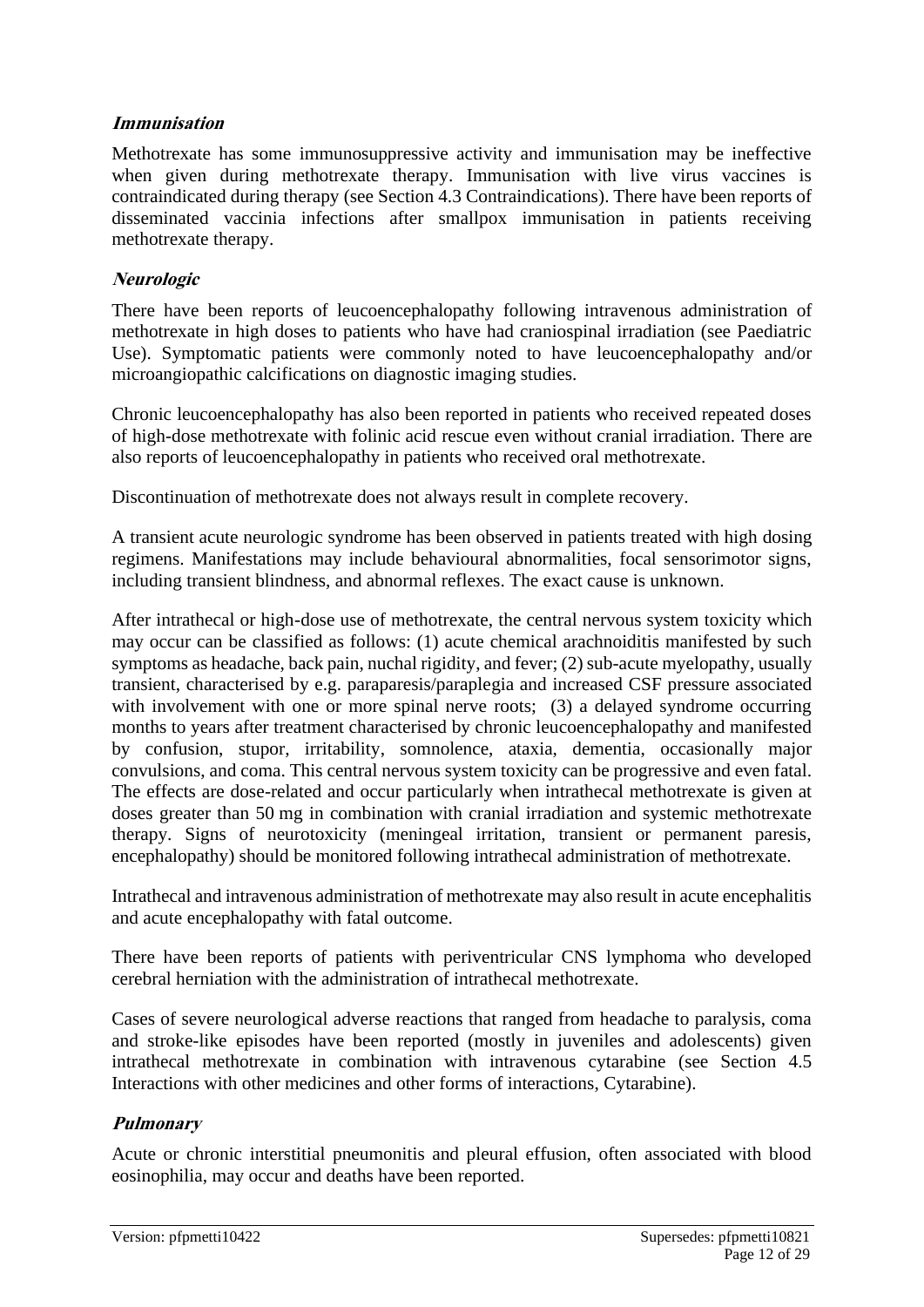### *Immunisation*

Methotrexate has some immunosuppressive activity and immunisation may be ineffective when given during methotrexate therapy. Immunisation with live virus vaccines is contraindicated during therapy (see Section 4.3 Contraindications). There have been reports of disseminated vaccinia infections after smallpox immunisation in patients receiving methotrexate therapy.

### *Neurologic*

There have been reports of leucoencephalopathy following intravenous administration of methotrexate in high doses to patients who have had craniospinal irradiation (see Paediatric Use). Symptomatic patients were commonly noted to have leucoencephalopathy and/or microangiopathic calcifications on diagnostic imaging studies.

Chronic leucoencephalopathy has also been reported in patients who received repeated doses of high-dose methotrexate with folinic acid rescue even without cranial irradiation. There are also reports of leucoencephalopathy in patients who received oral methotrexate.

Discontinuation of methotrexate does not always result in complete recovery.

A transient acute neurologic syndrome has been observed in patients treated with high dosing regimens. Manifestations may include behavioural abnormalities, focal sensorimotor signs, including transient blindness, and abnormal reflexes. The exact cause is unknown.

After intrathecal or high-dose use of methotrexate, the central nervous system toxicity which may occur can be classified as follows: (1) acute chemical arachnoiditis manifested by such symptoms as headache, back pain, nuchal rigidity, and fever; (2) sub-acute myelopathy, usually transient, characterised by e.g. paraparesis/paraplegia and increased CSF pressure associated with involvement with one or more spinal nerve roots; (3) a delayed syndrome occurring months to years after treatment characterised by chronic leucoencephalopathy and manifested by confusion, stupor, irritability, somnolence, ataxia, dementia, occasionally major convulsions, and coma. This central nervous system toxicity can be progressive and even fatal. The effects are dose-related and occur particularly when intrathecal methotrexate is given at doses greater than 50 mg in combination with cranial irradiation and systemic methotrexate therapy. Signs of neurotoxicity (meningeal irritation, transient or permanent paresis, encephalopathy) should be monitored following intrathecal administration of methotrexate.

Intrathecal and intravenous administration of methotrexate may also result in acute encephalitis and acute encephalopathy with fatal outcome.

There have been reports of patients with periventricular CNS lymphoma who developed cerebral herniation with the administration of intrathecal methotrexate.

Cases of severe neurological adverse reactions that ranged from headache to paralysis, coma and stroke-like episodes have been reported (mostly in juveniles and adolescents) given intrathecal methotrexate in combination with intravenous cytarabine (see Section 4.5 Interactions with other medicines and other forms of interactions, Cytarabine).

### *Pulmonary*

Acute or chronic interstitial pneumonitis and pleural effusion, often associated with blood eosinophilia, may occur and deaths have been reported.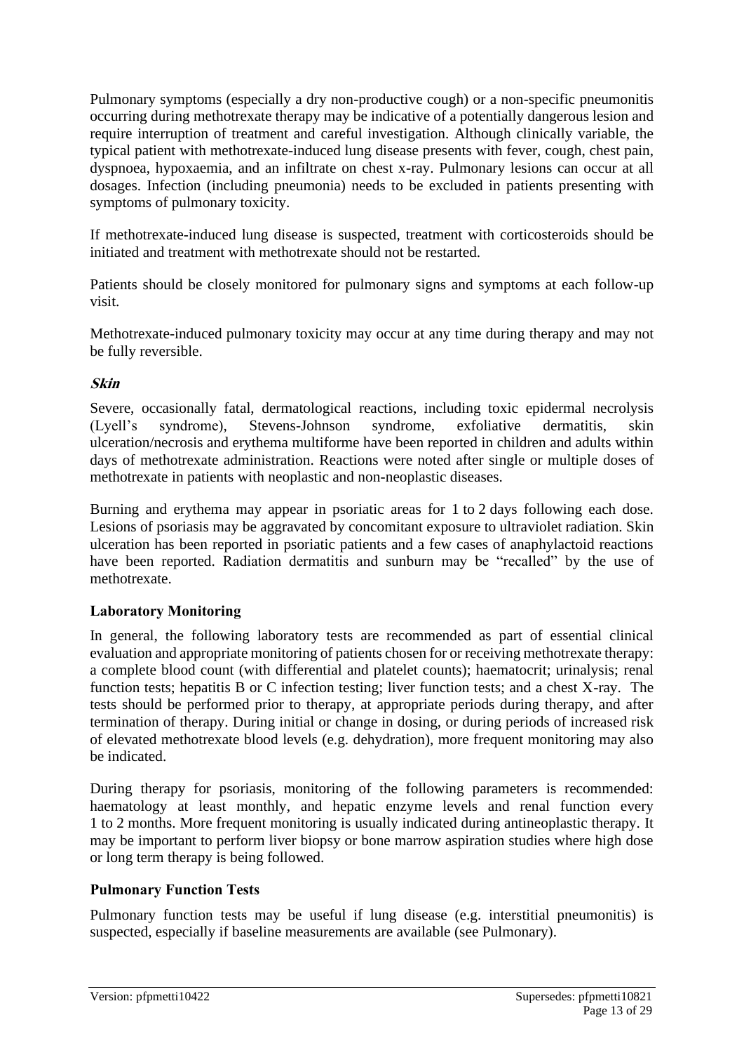Pulmonary symptoms (especially a dry non-productive cough) or a non-specific pneumonitis occurring during methotrexate therapy may be indicative of a potentially dangerous lesion and require interruption of treatment and careful investigation. Although clinically variable, the typical patient with methotrexate-induced lung disease presents with fever, cough, chest pain, dyspnoea, hypoxaemia, and an infiltrate on chest x-ray. Pulmonary lesions can occur at all dosages. Infection (including pneumonia) needs to be excluded in patients presenting with symptoms of pulmonary toxicity.

If methotrexate-induced lung disease is suspected, treatment with corticosteroids should be initiated and treatment with methotrexate should not be restarted.

Patients should be closely monitored for pulmonary signs and symptoms at each follow-up visit.

Methotrexate-induced pulmonary toxicity may occur at any time during therapy and may not be fully reversible.

***Skin***

Severe, occasionally fatal, dermatological reactions, including toxic epidermal necrolysis (Lyell's syndrome), Stevens-Johnson syndrome, exfoliative dermatitis, skin ulceration/necrosis and erythema multiforme have been reported in children and adults within days of methotrexate administration. Reactions were noted after single or multiple doses of methotrexate in patients with neoplastic and non-neoplastic diseases.

Burning and erythema may appear in psoriatic areas for 1 to 2 days following each dose. Lesions of psoriasis may be aggravated by concomitant exposure to ultraviolet radiation. Skin ulceration has been reported in psoriatic patients and a few cases of anaphylactoid reactions have been reported. Radiation dermatitis and sunburn may be "recalled" by the use of methotrexate.

**Laboratory Monitoring**

In general, the following laboratory tests are recommended as part of essential clinical evaluation and appropriate monitoring of patients chosen for or receiving methotrexate therapy: a complete blood count (with differential and platelet counts); haematocrit; urinalysis; renal function tests; hepatitis B or C infection testing; liver function tests; and a chest X-ray. The tests should be performed prior to therapy, at appropriate periods during therapy, and after termination of therapy. During initial or change in dosing, or during periods of increased risk of elevated methotrexate blood levels (e.g. dehydration), more frequent monitoring may also be indicated.

During therapy for psoriasis, monitoring of the following parameters is recommended: haematology at least monthly, and hepatic enzyme levels and renal function every 1 to 2 months. More frequent monitoring is usually indicated during antineoplastic therapy. It may be important to perform liver biopsy or bone marrow aspiration studies where high dose or long term therapy is being followed.

**Pulmonary Function Tests**

Pulmonary function tests may be useful if lung disease (e.g. interstitial pneumonitis) is suspected, especially if baseline measurements are available (see Pulmonary).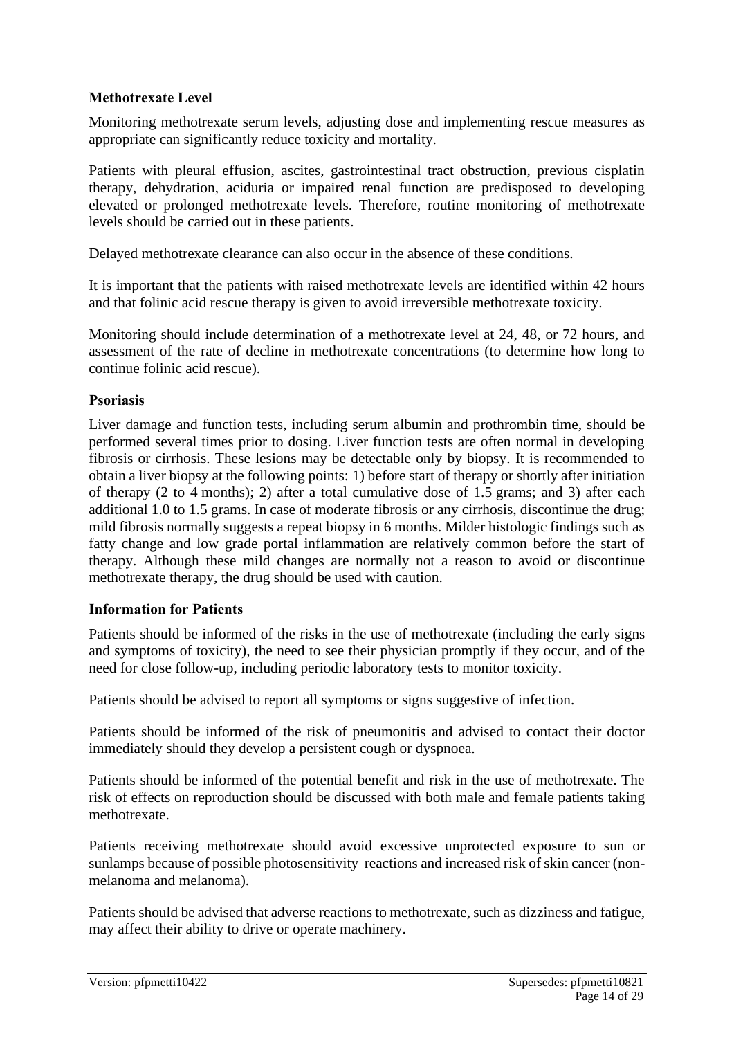### Methotrexate Level

Monitoring methotrexate serum levels, adjusting dose and implementing rescue measures as appropriate can significantly reduce toxicity and mortality.

Patients with pleural effusion, ascites, gastrointestinal tract obstruction, previous cisplatin therapy, dehydration, aciduria or impaired renal function are predisposed to developing elevated or prolonged methotrexate levels. Therefore, routine monitoring of methotrexate levels should be carried out in these patients.

Delayed methotrexate clearance can also occur in the absence of these conditions.

It is important that the patients with raised methotrexate levels are identified within 42 hours and that folinic acid rescue therapy is given to avoid irreversible methotrexate toxicity.

Monitoring should include determination of a methotrexate level at 24, 48, or 72 hours, and assessment of the rate of decline in methotrexate concentrations (to determine how long to continue folinic acid rescue).

### Psoriasis

Liver damage and function tests, including serum albumin and prothrombin time, should be performed several times prior to dosing. Liver function tests are often normal in developing fibrosis or cirrhosis. These lesions may be detectable only by biopsy. It is recommended to obtain a liver biopsy at the following points: 1) before start of therapy or shortly after initiation of therapy (2 to 4 months); 2) after a total cumulative dose of 1.5 grams; and 3) after each additional 1.0 to 1.5 grams. In case of moderate fibrosis or any cirrhosis, discontinue the drug; mild fibrosis normally suggests a repeat biopsy in 6 months. Milder histologic findings such as fatty change and low grade portal inflammation are relatively common before the start of therapy. Although these mild changes are normally not a reason to avoid or discontinue methotrexate therapy, the drug should be used with caution.

### Information for Patients

Patients should be informed of the risks in the use of methotrexate (including the early signs and symptoms of toxicity), the need to see their physician promptly if they occur, and of the need for close follow-up, including periodic laboratory tests to monitor toxicity.

Patients should be advised to report all symptoms or signs suggestive of infection.

Patients should be informed of the risk of pneumonitis and advised to contact their doctor immediately should they develop a persistent cough or dyspnoea.

Patients should be informed of the potential benefit and risk in the use of methotrexate. The risk of effects on reproduction should be discussed with both male and female patients taking methotrexate.

Patients receiving methotrexate should avoid excessive unprotected exposure to sun or sunlamps because of possible photosensitivity reactions and increased risk of skin cancer (non-melanoma and melanoma).

Patients should be advised that adverse reactions to methotrexate, such as dizziness and fatigue, may affect their ability to drive or operate machinery.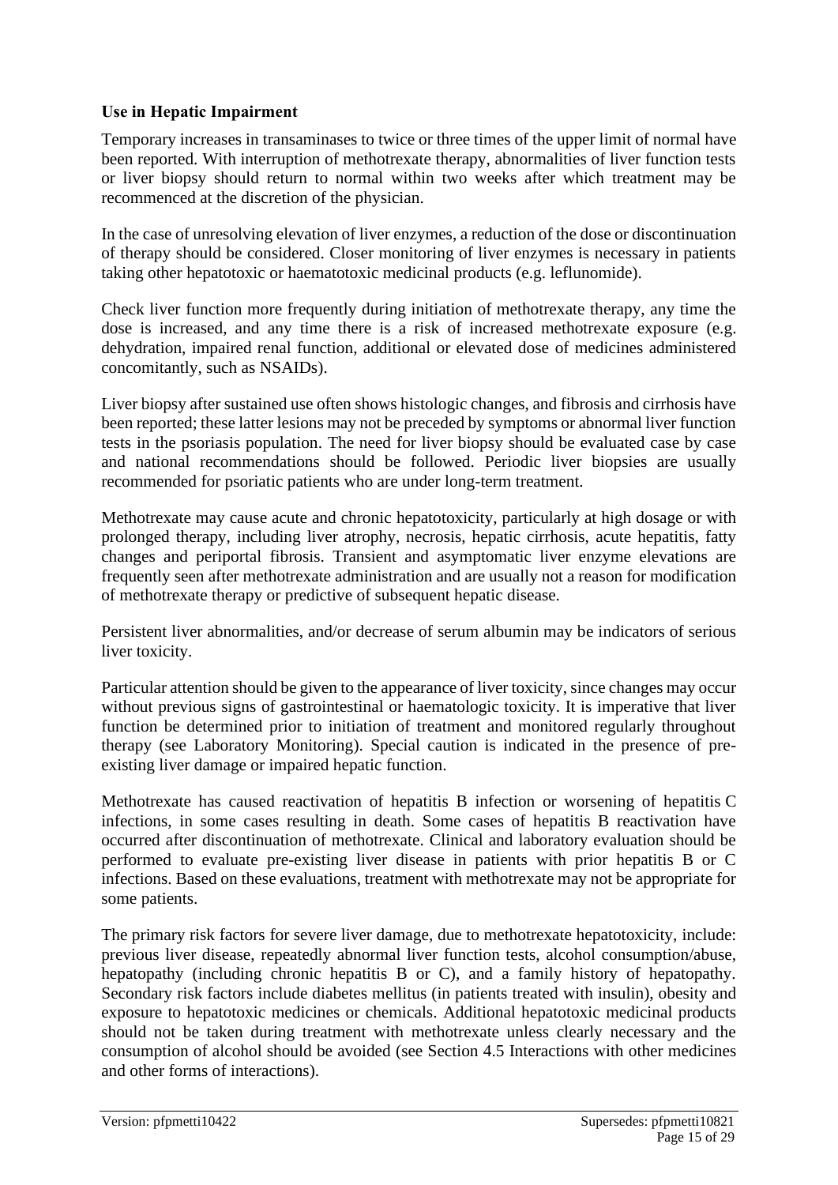### Use in Hepatic Impairment

Temporary increases in transaminases to twice or three times of the upper limit of normal have been reported. With interruption of methotrexate therapy, abnormalities of liver function tests or liver biopsy should return to normal within two weeks after which treatment may be recommenced at the discretion of the physician.

In the case of unresolving elevation of liver enzymes, a reduction of the dose or discontinuation of therapy should be considered. Closer monitoring of liver enzymes is necessary in patients taking other hepatotoxic or haematotoxic medicinal products (e.g. leflunomide).

Check liver function more frequently during initiation of methotrexate therapy, any time the dose is increased, and any time there is a risk of increased methotrexate exposure (e.g. dehydration, impaired renal function, additional or elevated dose of medicines administered concomitantly, such as NSAIDs).

Liver biopsy after sustained use often shows histologic changes, and fibrosis and cirrhosis have been reported; these latter lesions may not be preceded by symptoms or abnormal liver function tests in the psoriasis population. The need for liver biopsy should be evaluated case by case and national recommendations should be followed. Periodic liver biopsies are usually recommended for psoriatic patients who are under long-term treatment.

Methotrexate may cause acute and chronic hepatotoxicity, particularly at high dosage or with prolonged therapy, including liver atrophy, necrosis, hepatic cirrhosis, acute hepatitis, fatty changes and periportal fibrosis. Transient and asymptomatic liver enzyme elevations are frequently seen after methotrexate administration and are usually not a reason for modification of methotrexate therapy or predictive of subsequent hepatic disease.

Persistent liver abnormalities, and/or decrease of serum albumin may be indicators of serious liver toxicity.

Particular attention should be given to the appearance of liver toxicity, since changes may occur without previous signs of gastrointestinal or haematologic toxicity. It is imperative that liver function be determined prior to initiation of treatment and monitored regularly throughout therapy (see Laboratory Monitoring). Special caution is indicated in the presence of pre-existing liver damage or impaired hepatic function.

Methotrexate has caused reactivation of hepatitis B infection or worsening of hepatitis C infections, in some cases resulting in death. Some cases of hepatitis B reactivation have occurred after discontinuation of methotrexate. Clinical and laboratory evaluation should be performed to evaluate pre-existing liver disease in patients with prior hepatitis B or C infections. Based on these evaluations, treatment with methotrexate may not be appropriate for some patients.

The primary risk factors for severe liver damage, due to methotrexate hepatotoxicity, include: previous liver disease, repeatedly abnormal liver function tests, alcohol consumption/abuse, hepatopathy (including chronic hepatitis B or C), and a family history of hepatopathy. Secondary risk factors include diabetes mellitus (in patients treated with insulin), obesity and exposure to hepatotoxic medicines or chemicals. Additional hepatotoxic medicinal products should not be taken during treatment with methotrexate unless clearly necessary and the consumption of alcohol should be avoided (see Section 4.5 Interactions with other medicines and other forms of interactions).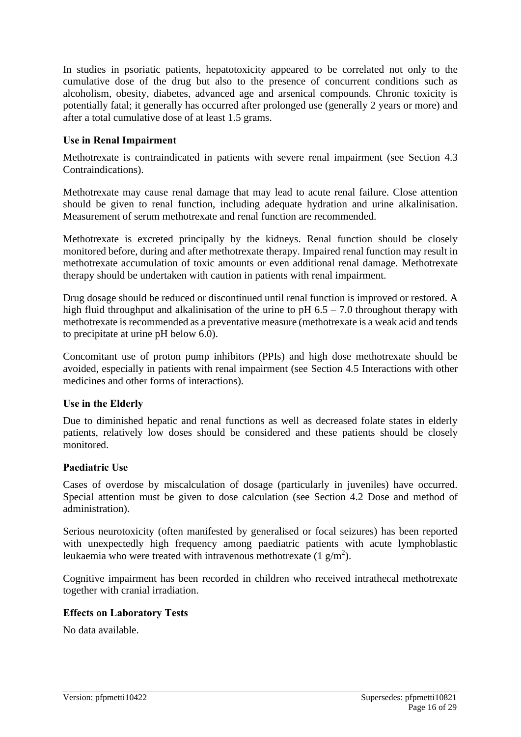In studies in psoriatic patients, hepatotoxicity appeared to be correlated not only to the cumulative dose of the drug but also to the presence of concurrent conditions such as alcoholism, obesity, diabetes, advanced age and arsenical compounds. Chronic toxicity is potentially fatal; it generally has occurred after prolonged use (generally 2 years or more) and after a total cumulative dose of at least 1.5 grams.

### Use in Renal Impairment

Methotrexate is contraindicated in patients with severe renal impairment (see Section 4.3 Contraindications).

Methotrexate may cause renal damage that may lead to acute renal failure. Close attention should be given to renal function, including adequate hydration and urine alkalinisation. Measurement of serum methotrexate and renal function are recommended.

Methotrexate is excreted principally by the kidneys. Renal function should be closely monitored before, during and after methotrexate therapy. Impaired renal function may result in methotrexate accumulation of toxic amounts or even additional renal damage. Methotrexate therapy should be undertaken with caution in patients with renal impairment.

Drug dosage should be reduced or discontinued until renal function is improved or restored. A high fluid throughput and alkalinisation of the urine to pH 6.5 – 7.0 throughout therapy with methotrexate is recommended as a preventative measure (methotrexate is a weak acid and tends to precipitate at urine pH below 6.0).

Concomitant use of proton pump inhibitors (PPIs) and high dose methotrexate should be avoided, especially in patients with renal impairment (see Section 4.5 Interactions with other medicines and other forms of interactions).

### Use in the Elderly

Due to diminished hepatic and renal functions as well as decreased folate states in elderly patients, relatively low doses should be considered and these patients should be closely monitored.

### Paediatric Use

Cases of overdose by miscalculation of dosage (particularly in juveniles) have occurred. Special attention must be given to dose calculation (see Section 4.2 Dose and method of administration).

Serious neurotoxicity (often manifested by generalised or focal seizures) has been reported with unexpectedly high frequency among paediatric patients with acute lymphoblastic leukaemia who were treated with intravenous methotrexate (1 $g/m^2$).

Cognitive impairment has been recorded in children who received intrathecal methotrexate together with cranial irradiation.

### Effects on Laboratory Tests

No data available.

Version: pfpmetti10422 Supersedes: pfpmetti10821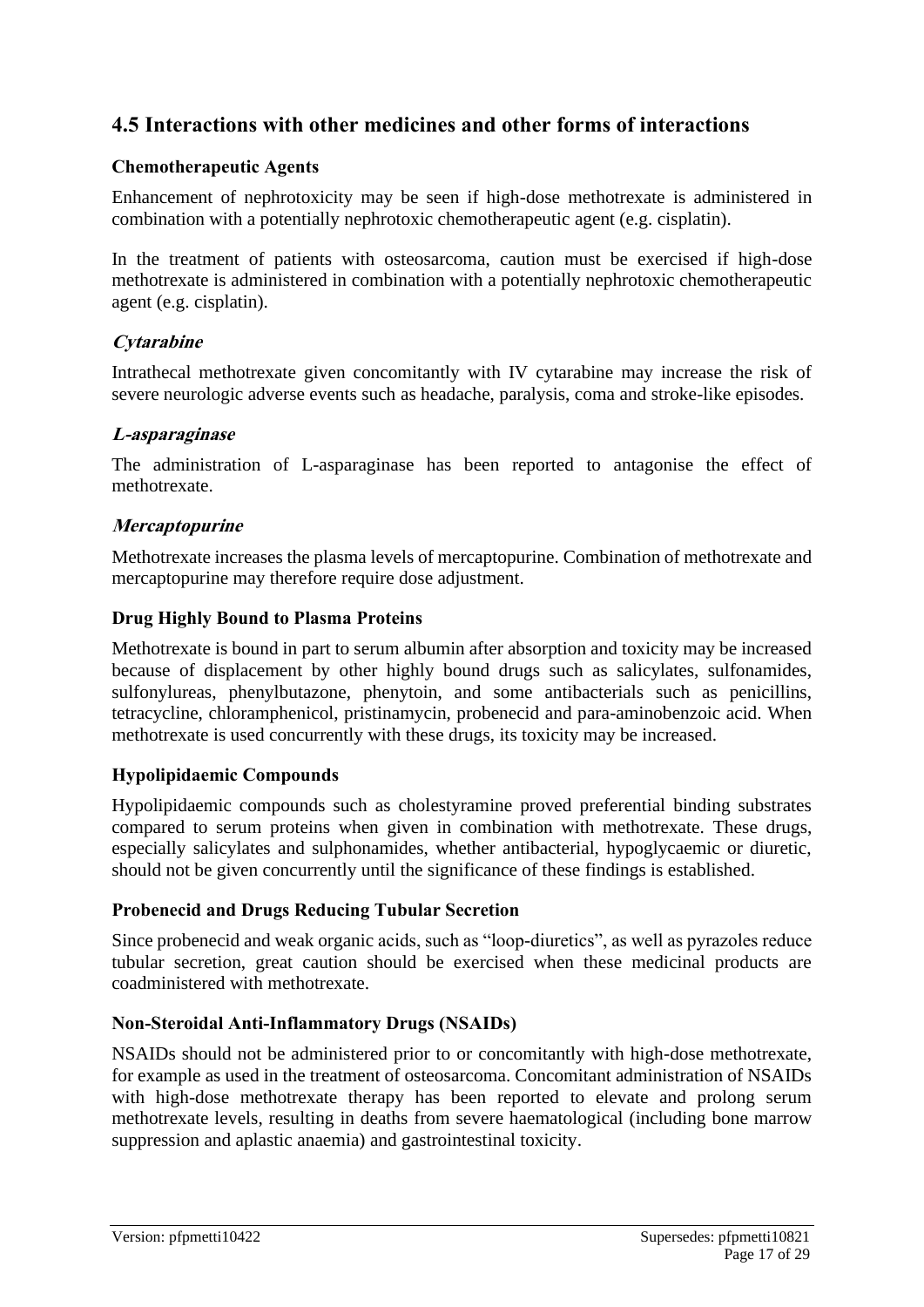## 4.5 Interactions with other medicines and other forms of interactions

### Chemotherapeutic Agents

Enhancement of nephrotoxicity may be seen if high-dose methotrexate is administered in combination with a potentially nephrotoxic chemotherapeutic agent (e.g. cisplatin).

In the treatment of patients with osteosarcoma, caution must be exercised if high-dose methotrexate is administered in combination with a potentially nephrotoxic chemotherapeutic agent (e.g. cisplatin).

#### *Cytarabine*

Intrathecal methotrexate given concomitantly with IV cytarabine may increase the risk of severe neurologic adverse events such as headache, paralysis, coma and stroke-like episodes.

#### *L-asparaginase*

The administration of L-asparaginase has been reported to antagonise the effect of methotrexate.

#### *Mercaptopurine*

Methotrexate increases the plasma levels of mercaptopurine. Combination of methotrexate and mercaptopurine may therefore require dose adjustment.

### Drug Highly Bound to Plasma Proteins

Methotrexate is bound in part to serum albumin after absorption and toxicity may be increased because of displacement by other highly bound drugs such as salicylates, sulfonamides, sulfonylureas, phenylbutazone, phenytoin, and some antibacterials such as penicillins, tetracycline, chloramphenicol, pristinamycin, probenecid and para-aminobenzoic acid. When methotrexate is used concurrently with these drugs, its toxicity may be increased.

### Hypolipidaemic Compounds

Hypolipidaemic compounds such as cholestyramine proved preferential binding substrates compared to serum proteins when given in combination with methotrexate. These drugs, especially salicylates and sulphonamides, whether antibacterial, hypoglycaemic or diuretic, should not be given concurrently until the significance of these findings is established.

### Probenecid and Drugs Reducing Tubular Secretion

Since probenecid and weak organic acids, such as "loop-diuretics", as well as pyrazoles reduce tubular secretion, great caution should be exercised when these medicinal products are coadministered with methotrexate.

### Non-Steroidal Anti-Inflammatory Drugs (NSAIDs)

NSAIDs should not be administered prior to or concomitantly with high-dose methotrexate, for example as used in the treatment of osteosarcoma. Concomitant administration of NSAIDs with high-dose methotrexate therapy has been reported to elevate and prolong serum methotrexate levels, resulting in deaths from severe haematological (including bone marrow suppression and aplastic anaemia) and gastrointestinal toxicity.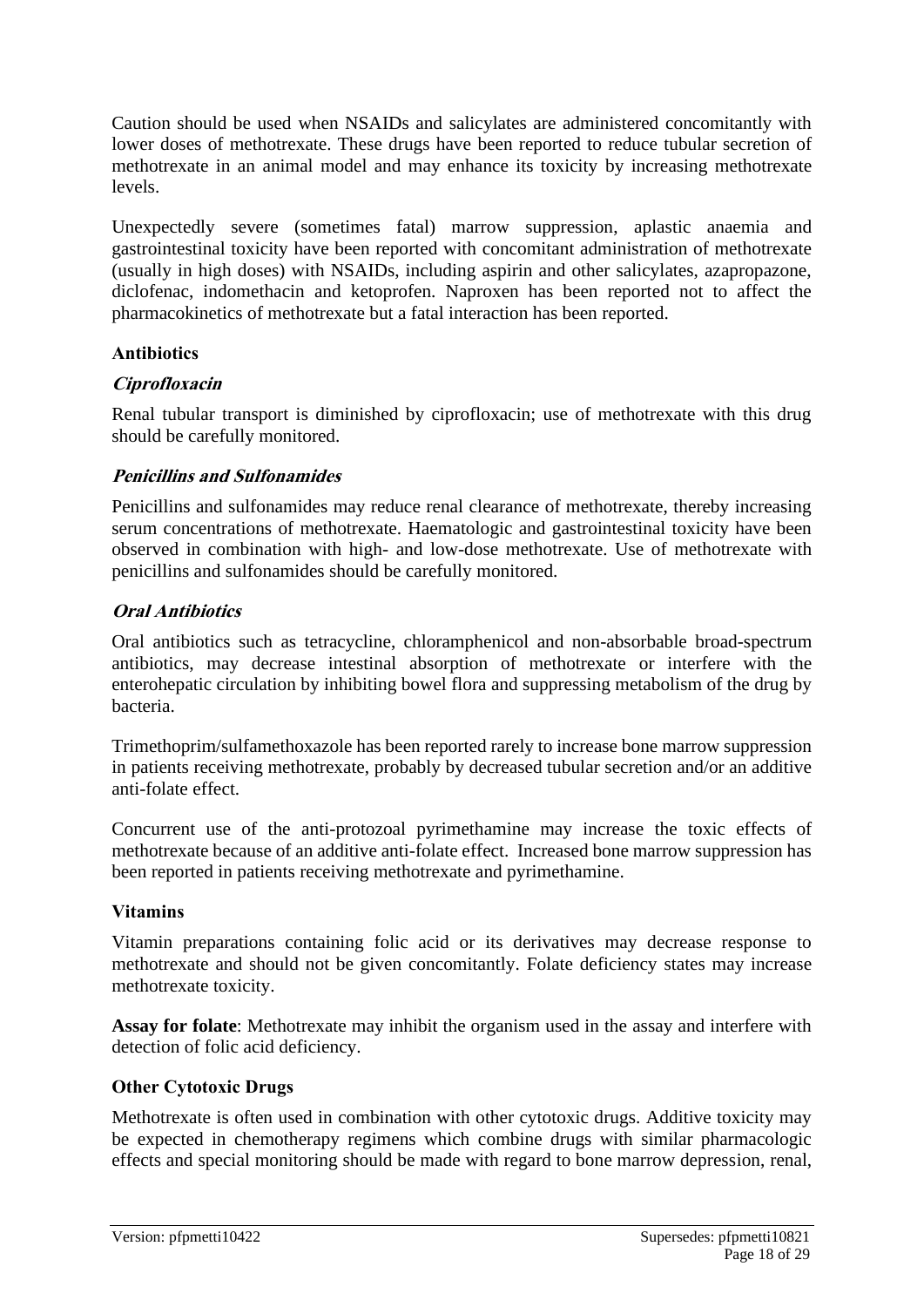Caution should be used when NSAIDs and salicylates are administered concomitantly with lower doses of methotrexate. These drugs have been reported to reduce tubular secretion of methotrexate in an animal model and may enhance its toxicity by increasing methotrexate levels.

Unexpectedly severe (sometimes fatal) marrow suppression, aplastic anaemia and gastrointestinal toxicity have been reported with concomitant administration of methotrexate (usually in high doses) with NSAIDs, including aspirin and other salicylates, azapropazone, diclofenac, indomethacin and ketoprofen. Naproxen has been reported not to affect the pharmacokinetics of methotrexate but a fatal interaction has been reported.

**Antibiotics**

***Ciprofloxacin***

Renal tubular transport is diminished by ciprofloxacin; use of methotrexate with this drug should be carefully monitored.

***Penicillins and Sulfonamides***

Penicillins and sulfonamides may reduce renal clearance of methotrexate, thereby increasing serum concentrations of methotrexate. Haematologic and gastrointestinal toxicity have been observed in combination with high- and low-dose methotrexate. Use of methotrexate with penicillins and sulfonamides should be carefully monitored.

***Oral Antibiotics***

Oral antibiotics such as tetracycline, chloramphenicol and non-absorbable broad-spectrum antibiotics, may decrease intestinal absorption of methotrexate or interfere with the enterohepatic circulation by inhibiting bowel flora and suppressing metabolism of the drug by bacteria.

Trimethoprim/sulfamethoxazole has been reported rarely to increase bone marrow suppression in patients receiving methotrexate, probably by decreased tubular secretion and/or an additive anti-folate effect.

Concurrent use of the anti-protozoal pyrimethamine may increase the toxic effects of methotrexate because of an additive anti-folate effect. Increased bone marrow suppression has been reported in patients receiving methotrexate and pyrimethamine.

**Vitamins**

Vitamin preparations containing folic acid or its derivatives may decrease response to methotrexate and should not be given concomitantly. Folate deficiency states may increase methotrexate toxicity.

**Assay for folate**: Methotrexate may inhibit the organism used in the assay and interfere with detection of folic acid deficiency.

**Other Cytotoxic Drugs**

Methotrexate is often used in combination with other cytotoxic drugs. Additive toxicity may be expected in chemotherapy regimens which combine drugs with similar pharmacologic effects and special monitoring should be made with regard to bone marrow depression, renal,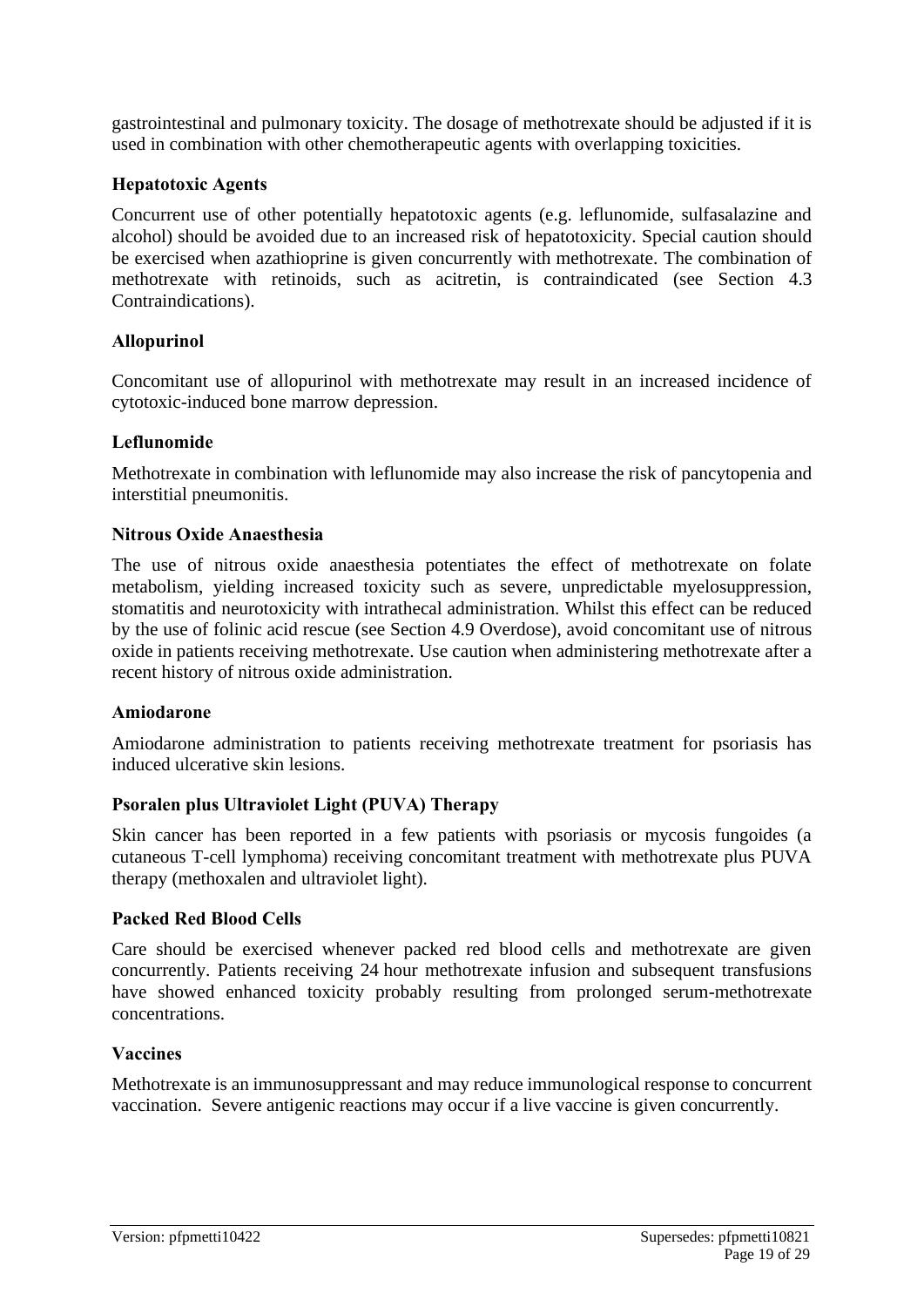gastrointestinal and pulmonary toxicity. The dosage of methotrexate should be adjusted if it is used in combination with other chemotherapeutic agents with overlapping toxicities.

**Hepatotoxic Agents**

Concurrent use of other potentially hepatotoxic agents (e.g. leflunomide, sulfasalazine and alcohol) should be avoided due to an increased risk of hepatotoxicity. Special caution should be exercised when azathioprine is given concurrently with methotrexate. The combination of methotrexate with retinoids, such as acitretin, is contraindicated (see Section 4.3 Contraindications).

**Allopurinol**

Concomitant use of allopurinol with methotrexate may result in an increased incidence of cytotoxic-induced bone marrow depression.

**Leflunomide**

Methotrexate in combination with leflunomide may also increase the risk of pancytopenia and interstitial pneumonitis.

**Nitrous Oxide Anaesthesia**

The use of nitrous oxide anaesthesia potentiates the effect of methotrexate on folate metabolism, yielding increased toxicity such as severe, unpredictable myelosuppression, stomatitis and neurotoxicity with intrathecal administration. Whilst this effect can be reduced by the use of folinic acid rescue (see Section 4.9 Overdose), avoid concomitant use of nitrous oxide in patients receiving methotrexate. Use caution when administering methotrexate after a recent history of nitrous oxide administration.

**Amiodarone**

Amiodarone administration to patients receiving methotrexate treatment for psoriasis has induced ulcerative skin lesions.

**Psoralen plus Ultraviolet Light (PUVA) Therapy**

Skin cancer has been reported in a few patients with psoriasis or mycosis fungoides (a cutaneous T-cell lymphoma) receiving concomitant treatment with methotrexate plus PUVA therapy (methoxalen and ultraviolet light).

**Packed Red Blood Cells**

Care should be exercised whenever packed red blood cells and methotrexate are given concurrently. Patients receiving 24 hour methotrexate infusion and subsequent transfusions have showed enhanced toxicity probably resulting from prolonged serum-methotrexate concentrations.

**Vaccines**

Methotrexate is an immunosuppressant and may reduce immunological response to concurrent vaccination. Severe antigenic reactions may occur if a live vaccine is given concurrently.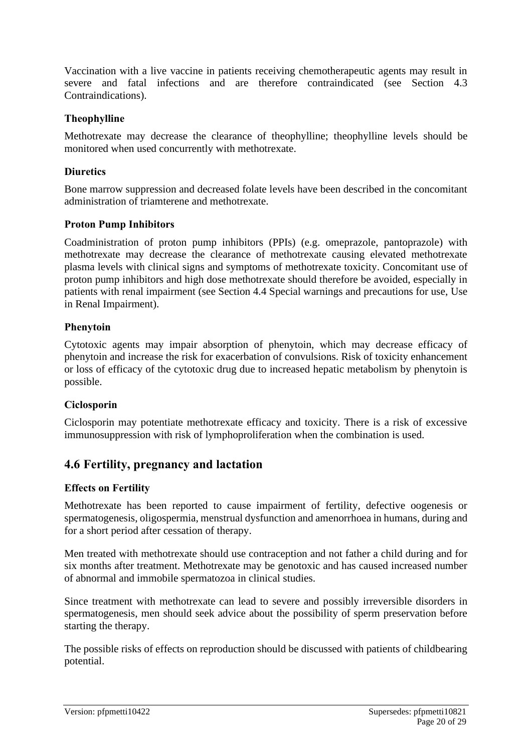Vaccination with a live vaccine in patients receiving chemotherapeutic agents may result in severe and fatal infections and are therefore contraindicated (see Section 4.3 Contraindications).

### Theophylline

Methotrexate may decrease the clearance of theophylline; theophylline levels should be monitored when used concurrently with methotrexate.

### Diuretics

Bone marrow suppression and decreased folate levels have been described in the concomitant administration of triamterene and methotrexate.

### Proton Pump Inhibitors

Coadministration of proton pump inhibitors (PPIs) (e.g. omeprazole, pantoprazole) with methotrexate may decrease the clearance of methotrexate causing elevated methotrexate plasma levels with clinical signs and symptoms of methotrexate toxicity. Concomitant use of proton pump inhibitors and high dose methotrexate should therefore be avoided, especially in patients with renal impairment (see Section 4.4 Special warnings and precautions for use, Use in Renal Impairment).

### Phenytoin

Cytotoxic agents may impair absorption of phenytoin, which may decrease efficacy of phenytoin and increase the risk for exacerbation of convulsions. Risk of toxicity enhancement or loss of efficacy of the cytotoxic drug due to increased hepatic metabolism by phenytoin is possible.

### Ciclosporin

Ciclosporin may potentiate methotrexate efficacy and toxicity. There is a risk of excessive immunosuppression with risk of lymphoproliferation when the combination is used.

## 4.6 Fertility, pregnancy and lactation

### Effects on Fertility

Methotrexate has been reported to cause impairment of fertility, defective oogenesis or spermatogenesis, oligospermia, menstrual dysfunction and amenorrhoea in humans, during and for a short period after cessation of therapy.

Men treated with methotrexate should use contraception and not father a child during and for six months after treatment. Methotrexate may be genotoxic and has caused increased number of abnormal and immobile spermatozoa in clinical studies.

Since treatment with methotrexate can lead to severe and possibly irreversible disorders in spermatogenesis, men should seek advice about the possibility of sperm preservation before starting the therapy.

The possible risks of effects on reproduction should be discussed with patients of childbearing potential.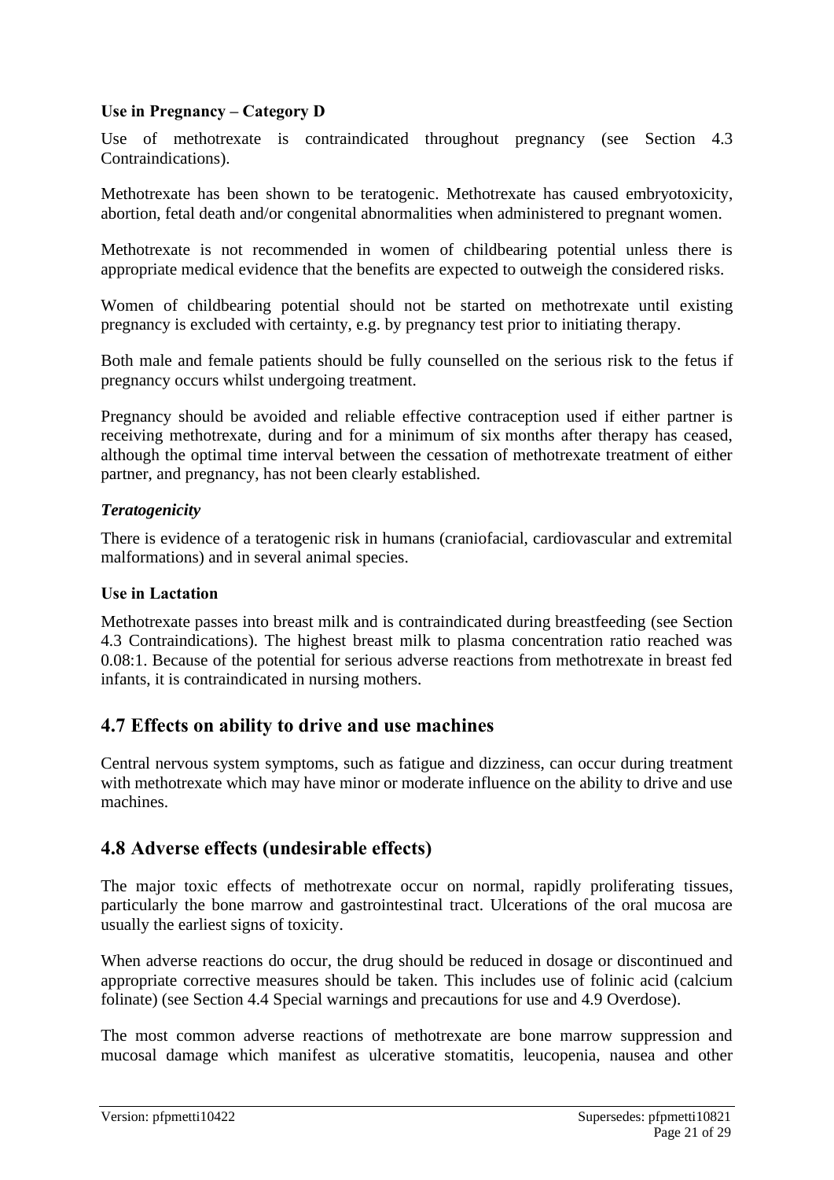**Use in Pregnancy – Category D**

Use of methotrexate is contraindicated throughout pregnancy (see Section 4.3 Contraindications).

Methotrexate has been shown to be teratogenic. Methotrexate has caused embryotoxicity, abortion, fetal death and/or congenital abnormalities when administered to pregnant women.

Methotrexate is not recommended in women of childbearing potential unless there is appropriate medical evidence that the benefits are expected to outweigh the considered risks.

Women of childbearing potential should not be started on methotrexate until existing pregnancy is excluded with certainty, e.g. by pregnancy test prior to initiating therapy.

Both male and female patients should be fully counselled on the serious risk to the fetus if pregnancy occurs whilst undergoing treatment.

Pregnancy should be avoided and reliable effective contraception used if either partner is receiving methotrexate, during and for a minimum of six months after therapy has ceased, although the optimal time interval between the cessation of methotrexate treatment of either partner, and pregnancy, has not been clearly established.

***Teratogenicity***

There is evidence of a teratogenic risk in humans (craniofacial, cardiovascular and extremital malformations) and in several animal species.

**Use in Lactation**

Methotrexate passes into breast milk and is contraindicated during breastfeeding (see Section 4.3 Contraindications). The highest breast milk to plasma concentration ratio reached was 0.08:1. Because of the potential for serious adverse reactions from methotrexate in breast fed infants, it is contraindicated in nursing mothers.

## 4.7 Effects on ability to drive and use machines

Central nervous system symptoms, such as fatigue and dizziness, can occur during treatment with methotrexate which may have minor or moderate influence on the ability to drive and use machines.

## 4.8 Adverse effects (undesirable effects)

The major toxic effects of methotrexate occur on normal, rapidly proliferating tissues, particularly the bone marrow and gastrointestinal tract. Ulcerations of the oral mucosa are usually the earliest signs of toxicity.

When adverse reactions do occur, the drug should be reduced in dosage or discontinued and appropriate corrective measures should be taken. This includes use of folinic acid (calcium folinate) (see Section 4.4 Special warnings and precautions for use and 4.9 Overdose).

The most common adverse reactions of methotrexate are bone marrow suppression and mucosal damage which manifest as ulcerative stomatitis, leucopenia, nausea and other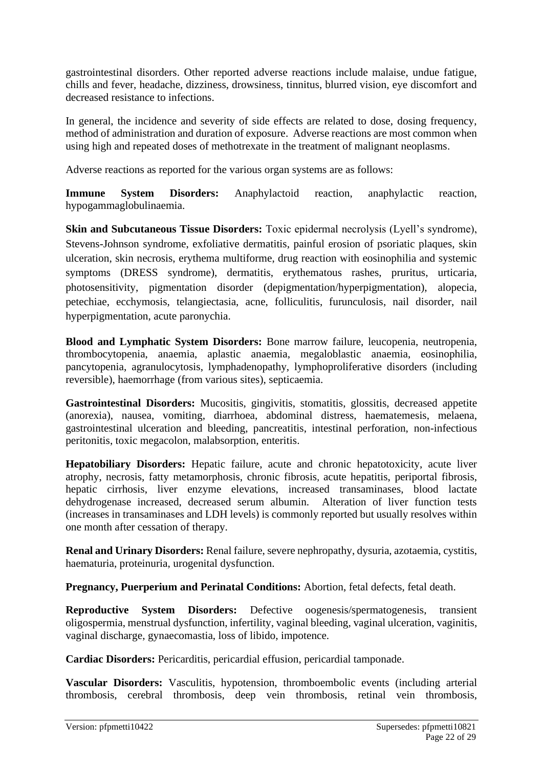gastrointestinal disorders. Other reported adverse reactions include malaise, undue fatigue, chills and fever, headache, dizziness, drowsiness, tinnitus, blurred vision, eye discomfort and decreased resistance to infections.

In general, the incidence and severity of side effects are related to dose, dosing frequency, method of administration and duration of exposure. Adverse reactions are most common when using high and repeated doses of methotrexate in the treatment of malignant neoplasms.

Adverse reactions as reported for the various organ systems are as follows:

**Immune System Disorders:** Anaphylactoid reaction, anaphylactic reaction, hypogammaglobulinaemia.

**Skin and Subcutaneous Tissue Disorders:** Toxic epidermal necrolysis (Lyell's syndrome), Stevens-Johnson syndrome, exfoliative dermatitis, painful erosion of psoriatic plaques, skin ulceration, skin necrosis, erythema multiforme, drug reaction with eosinophilia and systemic symptoms (DRESS syndrome), dermatitis, erythematous rashes, pruritus, urticaria, photosensitivity, pigmentation disorder (depigmentation/hyperpigmentation), alopecia, petechiae, ecchymosis, telangiectasia, acne, folliculitis, furunculosis, nail disorder, nail hyperpigmentation, acute paronychia.

**Blood and Lymphatic System Disorders:** Bone marrow failure, leucopenia, neutropenia, thrombocytopenia, anaemia, aplastic anaemia, megaloblastic anaemia, eosinophilia, pancytopenia, agranulocytosis, lymphadenopathy, lymphoproliferative disorders (including reversible), haemorrhage (from various sites), septicaemia.

**Gastrointestinal Disorders:** Mucositis, gingivitis, stomatitis, glossitis, decreased appetite (anorexia), nausea, vomiting, diarrhoea, abdominal distress, haematemesis, melaena, gastrointestinal ulceration and bleeding, pancreatitis, intestinal perforation, non-infectious peritonitis, toxic megacolon, malabsorption, enteritis.

**Hepatobiliary Disorders:** Hepatic failure, acute and chronic hepatotoxicity, acute liver atrophy, necrosis, fatty metamorphosis, chronic fibrosis, acute hepatitis, periportal fibrosis, hepatic cirrhosis, liver enzyme elevations, increased transaminases, blood lactate dehydrogenase increased, decreased serum albumin. Alteration of liver function tests (increases in transaminases and LDH levels) is commonly reported but usually resolves within one month after cessation of therapy.

**Renal and Urinary Disorders:** Renal failure, severe nephropathy, dysuria, azotaemia, cystitis, haematuria, proteinuria, urogenital dysfunction.

**Pregnancy, Puerperium and Perinatal Conditions:** Abortion, fetal defects, fetal death.

**Reproductive System Disorders:** Defective oogenesis/spermatogenesis, transient oligospermia, menstrual dysfunction, infertility, vaginal bleeding, vaginal ulceration, vaginitis, vaginal discharge, gynaecomastia, loss of libido, impotence.

**Cardiac Disorders:** Pericarditis, pericardial effusion, pericardial tamponade.

**Vascular Disorders:** Vasculitis, hypotension, thromboembolic events (including arterial thrombosis, cerebral thrombosis, deep vein thrombosis, retinal vein thrombosis,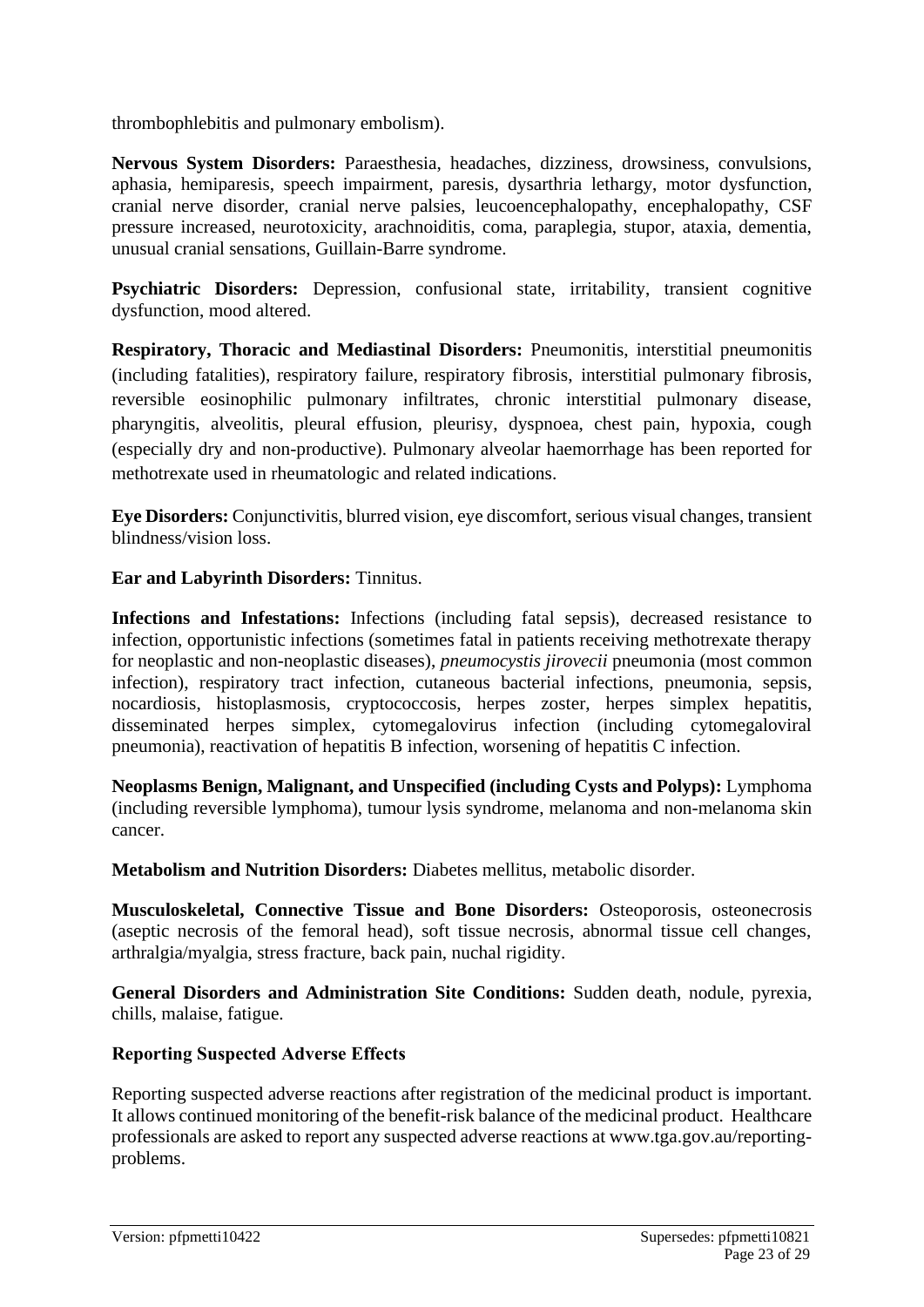thrombophlebitis and pulmonary embolism).

**Nervous System Disorders:** Paraesthesia, headaches, dizziness, drowsiness, convulsions, aphasia, hemiparesis, speech impairment, paresis, dysarthria lethargy, motor dysfunction, cranial nerve disorder, cranial nerve palsies, leucoencephalopathy, encephalopathy, CSF pressure increased, neurotoxicity, arachnoiditis, coma, paraplegia, stupor, ataxia, dementia, unusual cranial sensations, Guillain-Barre syndrome.

**Psychiatric Disorders:** Depression, confusional state, irritability, transient cognitive dysfunction, mood altered.

**Respiratory, Thoracic and Mediastinal Disorders:** Pneumonitis, interstitial pneumonitis (including fatalities), respiratory failure, respiratory fibrosis, interstitial pulmonary fibrosis, reversible eosinophilic pulmonary infiltrates, chronic interstitial pulmonary disease, pharyngitis, alveolitis, pleural effusion, pleurisy, dyspnoea, chest pain, hypoxia, cough (especially dry and non-productive). Pulmonary alveolar haemorrhage has been reported for methotrexate used in rheumatologic and related indications.

**Eye Disorders:** Conjunctivitis, blurred vision, eye discomfort, serious visual changes, transient blindness/vision loss.

**Ear and Labyrinth Disorders:** Tinnitus.

**Infections and Infestations:** Infections (including fatal sepsis), decreased resistance to infection, opportunistic infections (sometimes fatal in patients receiving methotrexate therapy for neoplastic and non-neoplastic diseases), *pneumocystis jirovecii* pneumonia (most common infection), respiratory tract infection, cutaneous bacterial infections, pneumonia, sepsis, nocardiosis, histoplasmosis, cryptococcosis, herpes zoster, herpes simplex hepatitis, disseminated herpes simplex, cytomegalovirus infection (including cytomegaloviral pneumonia), reactivation of hepatitis B infection, worsening of hepatitis C infection.

**Neoplasms Benign, Malignant, and Unspecified (including Cysts and Polyps):** Lymphoma (including reversible lymphoma), tumour lysis syndrome, melanoma and non-melanoma skin cancer.

**Metabolism and Nutrition Disorders:** Diabetes mellitus, metabolic disorder.

**Musculoskeletal, Connective Tissue and Bone Disorders:** Osteoporosis, osteonecrosis (aseptic necrosis of the femoral head), soft tissue necrosis, abnormal tissue cell changes, arthralgia/myalgia, stress fracture, back pain, nuchal rigidity.

**General Disorders and Administration Site Conditions:** Sudden death, nodule, pyrexia, chills, malaise, fatigue.

### Reporting Suspected Adverse Effects

Reporting suspected adverse reactions after registration of the medicinal product is important. It allows continued monitoring of the benefit-risk balance of the medicinal product. Healthcare professionals are asked to report any suspected adverse reactions at www.tga.gov.au/reporting-problems.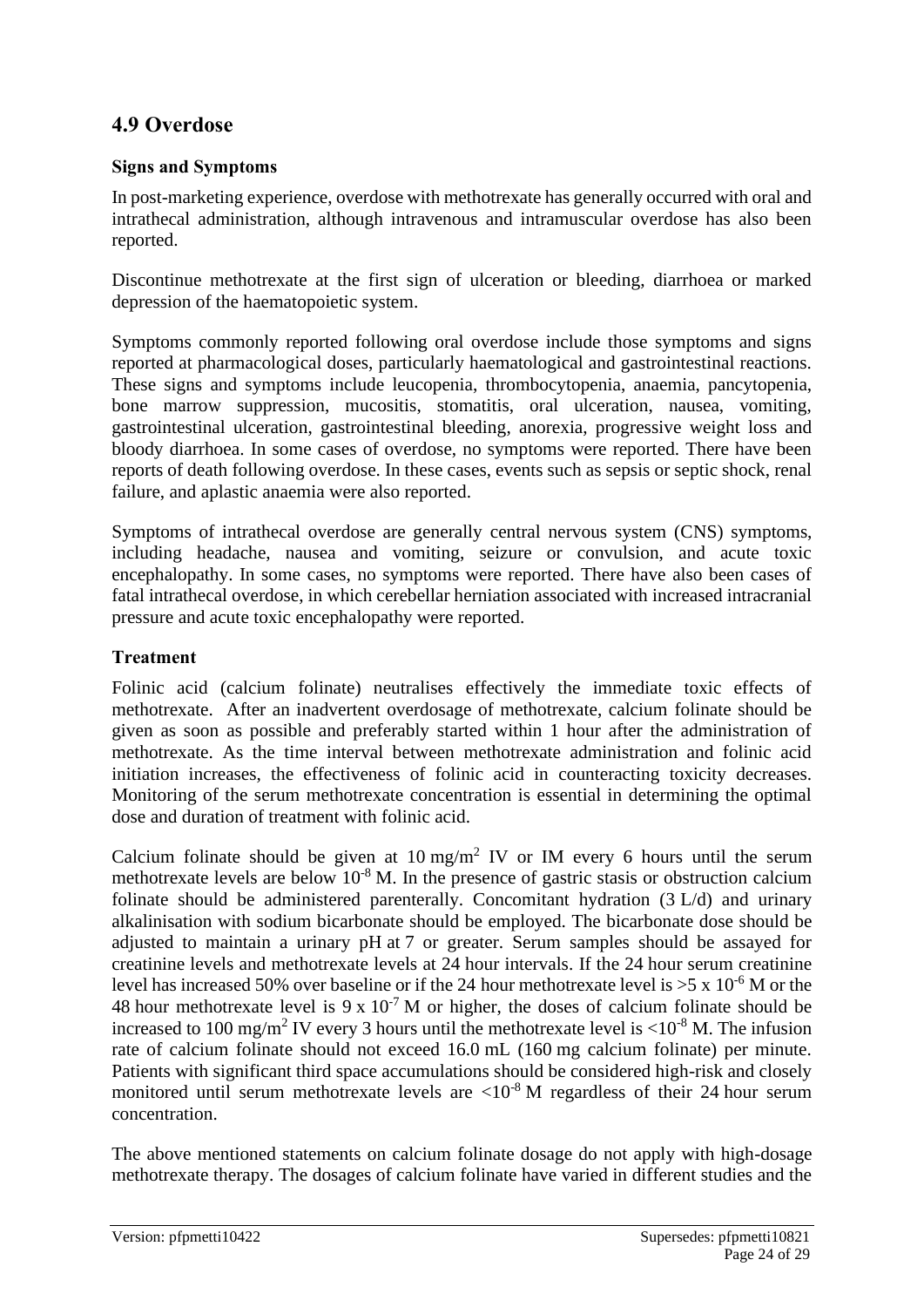## 4.9 Overdose

### Signs and Symptoms

In post-marketing experience, overdose with methotrexate has generally occurred with oral and intrathecal administration, although intravenous and intramuscular overdose has also been reported.

Discontinue methotrexate at the first sign of ulceration or bleeding, diarrhoea or marked depression of the haematopoietic system.

Symptoms commonly reported following oral overdose include those symptoms and signs reported at pharmacological doses, particularly haematological and gastrointestinal reactions. These signs and symptoms include leucopenia, thrombocytopenia, anaemia, pancytopenia, bone marrow suppression, mucositis, stomatitis, oral ulceration, nausea, vomiting, gastrointestinal ulceration, gastrointestinal bleeding, anorexia, progressive weight loss and bloody diarrhoea. In some cases of overdose, no symptoms were reported. There have been reports of death following overdose. In these cases, events such as sepsis or septic shock, renal failure, and aplastic anaemia were also reported.

Symptoms of intrathecal overdose are generally central nervous system (CNS) symptoms, including headache, nausea and vomiting, seizure or convulsion, and acute toxic encephalopathy. In some cases, no symptoms were reported. There have also been cases of fatal intrathecal overdose, in which cerebellar herniation associated with increased intracranial pressure and acute toxic encephalopathy were reported.

### Treatment

Folinic acid (calcium folinate) neutralises effectively the immediate toxic effects of methotrexate. After an inadvertent overdosage of methotrexate, calcium folinate should be given as soon as possible and preferably started within 1 hour after the administration of methotrexate. As the time interval between methotrexate administration and folinic acid initiation increases, the effectiveness of folinic acid in counteracting toxicity decreases. Monitoring of the serum methotrexate concentration is essential in determining the optimal dose and duration of treatment with folinic acid.

Calcium folinate should be given at 10 mg/m$^2$ IV or IM every 6 hours until the serum methotrexate levels are below $10^{-8}$ M. In the presence of gastric stasis or obstruction calcium folinate should be administered parenterally. Concomitant hydration (3 L/d) and urinary alkalinisation with sodium bicarbonate should be employed. The bicarbonate dose should be adjusted to maintain a urinary pH at 7 or greater. Serum samples should be assayed for creatinine levels and methotrexate levels at 24 hour intervals. If the 24 hour serum creatinine level has increased 50% over baseline or if the 24 hour methotrexate level is >5 x $10^{-6}$ M or the 48 hour methotrexate level is 9 x $10^{-7}$ M or higher, the doses of calcium folinate should be increased to 100 mg/m$^2$ IV every 3 hours until the methotrexate level is <$10^{-8}$ M. The infusion rate of calcium folinate should not exceed 16.0 mL (160 mg calcium folinate) per minute. Patients with significant third space accumulations should be considered high-risk and closely monitored until serum methotrexate levels are <$10^{-8}$ M regardless of their 24 hour serum concentration.

The above mentioned statements on calcium folinate dosage do not apply with high-dosage methotrexate therapy. The dosages of calcium folinate have varied in different studies and the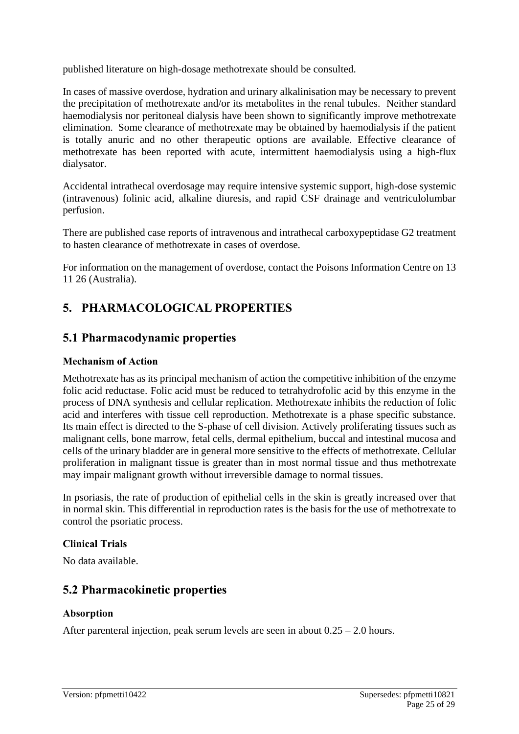published literature on high-dosage methotrexate should be consulted.

In cases of massive overdose, hydration and urinary alkalinisation may be necessary to prevent the precipitation of methotrexate and/or its metabolites in the renal tubules. Neither standard haemodialysis nor peritoneal dialysis have been shown to significantly improve methotrexate elimination. Some clearance of methotrexate may be obtained by haemodialysis if the patient is totally anuric and no other therapeutic options are available. Effective clearance of methotrexate has been reported with acute, intermittent haemodialysis using a high-flux dialysator.

Accidental intrathecal overdosage may require intensive systemic support, high-dose systemic (intravenous) folinic acid, alkaline diuresis, and rapid CSF drainage and ventriculolumbar perfusion.

There are published case reports of intravenous and intrathecal carboxypeptidase G2 treatment to hasten clearance of methotrexate in cases of overdose.

For information on the management of overdose, contact the Poisons Information Centre on 13 11 26 (Australia).

# 5. PHARMACOLOGICAL PROPERTIES

## 5.1 Pharmacodynamic properties

### Mechanism of Action

Methotrexate has as its principal mechanism of action the competitive inhibition of the enzyme folic acid reductase. Folic acid must be reduced to tetrahydrofolic acid by this enzyme in the process of DNA synthesis and cellular replication. Methotrexate inhibits the reduction of folic acid and interferes with tissue cell reproduction. Methotrexate is a phase specific substance. Its main effect is directed to the S-phase of cell division. Actively proliferating tissues such as malignant cells, bone marrow, fetal cells, dermal epithelium, buccal and intestinal mucosa and cells of the urinary bladder are in general more sensitive to the effects of methotrexate. Cellular proliferation in malignant tissue is greater than in most normal tissue and thus methotrexate may impair malignant growth without irreversible damage to normal tissues.

In psoriasis, the rate of production of epithelial cells in the skin is greatly increased over that in normal skin. This differential in reproduction rates is the basis for the use of methotrexate to control the psoriatic process.

### Clinical Trials

No data available.

## 5.2 Pharmacokinetic properties

### Absorption

After parenteral injection, peak serum levels are seen in about 0.25 – 2.0 hours.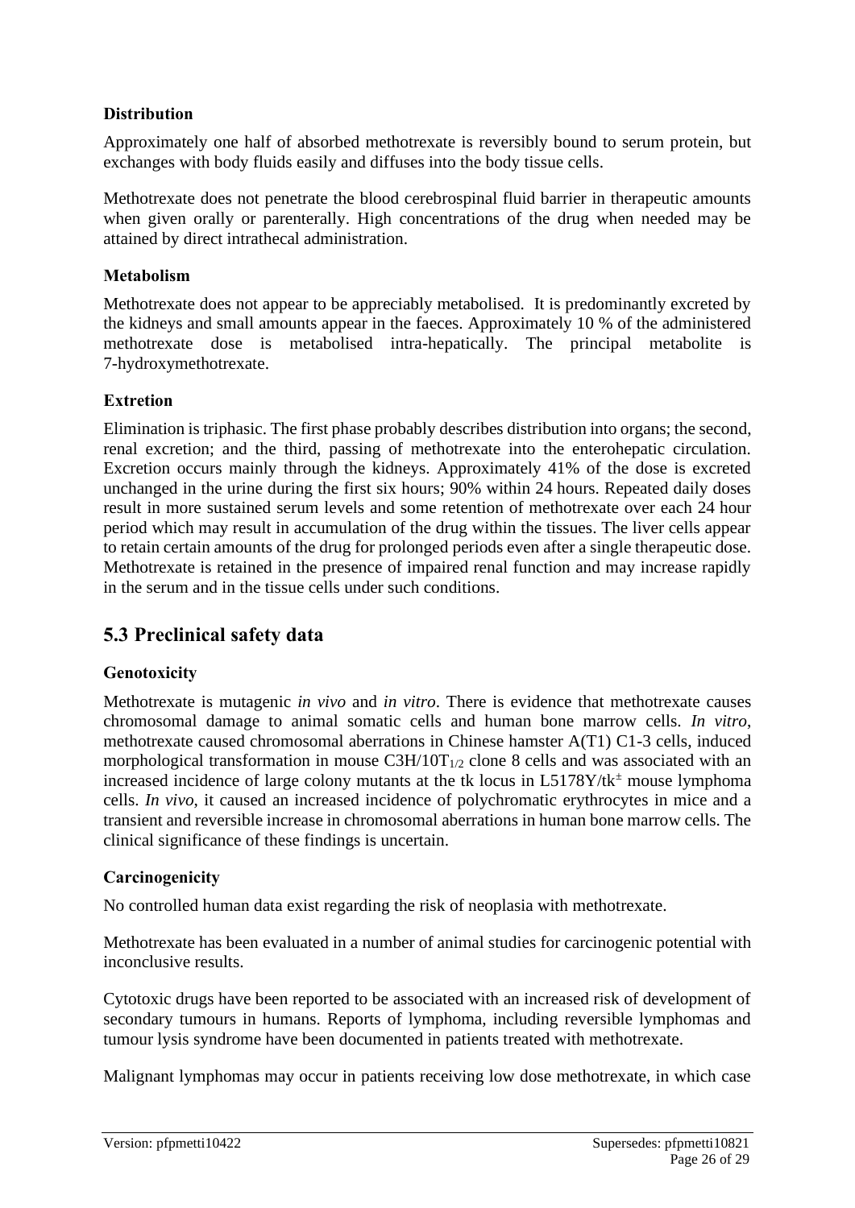#### Distribution

Approximately one half of absorbed methotrexate is reversibly bound to serum protein, but exchanges with body fluids easily and diffuses into the body tissue cells.

Methotrexate does not penetrate the blood cerebrospinal fluid barrier in therapeutic amounts when given orally or parenterally. High concentrations of the drug when needed may be attained by direct intrathecal administration.

#### Metabolism

Methotrexate does not appear to be appreciably metabolised. It is predominantly excreted by the kidneys and small amounts appear in the faeces. Approximately 10 % of the administered methotrexate dose is metabolised intra-hepatically. The principal metabolite is 7-hydroxymethotrexate.

#### Extretion

Elimination is triphasic. The first phase probably describes distribution into organs; the second, renal excretion; and the third, passing of methotrexate into the enterohepatic circulation. Excretion occurs mainly through the kidneys. Approximately 41% of the dose is excreted unchanged in the urine during the first six hours; 90% within 24 hours. Repeated daily doses result in more sustained serum levels and some retention of methotrexate over each 24 hour period which may result in accumulation of the drug within the tissues. The liver cells appear to retain certain amounts of the drug for prolonged periods even after a single therapeutic dose. Methotrexate is retained in the presence of impaired renal function and may increase rapidly in the serum and in the tissue cells under such conditions.

## 5.3 Preclinical safety data

#### Genotoxicity

Methotrexate is mutagenic *in vivo* and *in vitro*. There is evidence that methotrexate causes chromosomal damage to animal somatic cells and human bone marrow cells. *In vitro*, methotrexate caused chromosomal aberrations in Chinese hamster A(T1) C1-3 cells, induced morphological transformation in mouse C3H/10$T_{1/2}$ clone 8 cells and was associated with an increased incidence of large colony mutants at the tk locus in L5178Y/$tk^{\pm}$ mouse lymphoma cells. *In vivo*, it caused an increased incidence of polychromatic erythrocytes in mice and a transient and reversible increase in chromosomal aberrations in human bone marrow cells. The clinical significance of these findings is uncertain.

#### Carcinogenicity

No controlled human data exist regarding the risk of neoplasia with methotrexate.

Methotrexate has been evaluated in a number of animal studies for carcinogenic potential with inconclusive results.

Cytotoxic drugs have been reported to be associated with an increased risk of development of secondary tumours in humans. Reports of lymphoma, including reversible lymphomas and tumour lysis syndrome have been documented in patients treated with methotrexate.

Malignant lymphomas may occur in patients receiving low dose methotrexate, in which case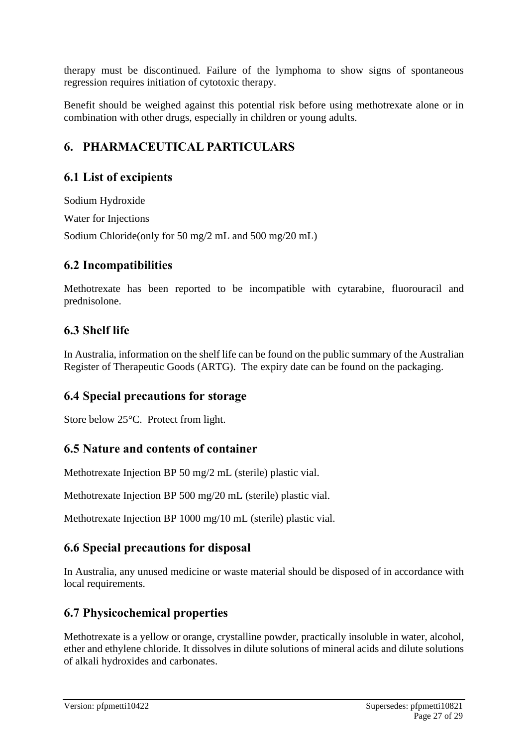therapy must be discontinued. Failure of the lymphoma to show signs of spontaneous regression requires initiation of cytotoxic therapy.

Benefit should be weighed against this potential risk before using methotrexate alone or in combination with other drugs, especially in children or young adults.

# 6. PHARMACEUTICAL PARTICULARS

## 6.1 List of excipients

Sodium Hydroxide

Water for Injections

Sodium Chloride(only for 50 mg/2 mL and 500 mg/20 mL)

## 6.2 Incompatibilities

Methotrexate has been reported to be incompatible with cytarabine, fluorouracil and prednisolone.

## 6.3 Shelf life

In Australia, information on the shelf life can be found on the public summary of the Australian Register of Therapeutic Goods (ARTG). The expiry date can be found on the packaging.

## 6.4 Special precautions for storage

Store below 25°C. Protect from light.

## 6.5 Nature and contents of container

Methotrexate Injection BP 50 mg/2 mL (sterile) plastic vial.

Methotrexate Injection BP 500 mg/20 mL (sterile) plastic vial.

Methotrexate Injection BP 1000 mg/10 mL (sterile) plastic vial.

## 6.6 Special precautions for disposal

In Australia, any unused medicine or waste material should be disposed of in accordance with local requirements.

## 6.7 Physicochemical properties

Methotrexate is a yellow or orange, crystalline powder, practically insoluble in water, alcohol, ether and ethylene chloride. It dissolves in dilute solutions of mineral acids and dilute solutions of alkali hydroxides and carbonates.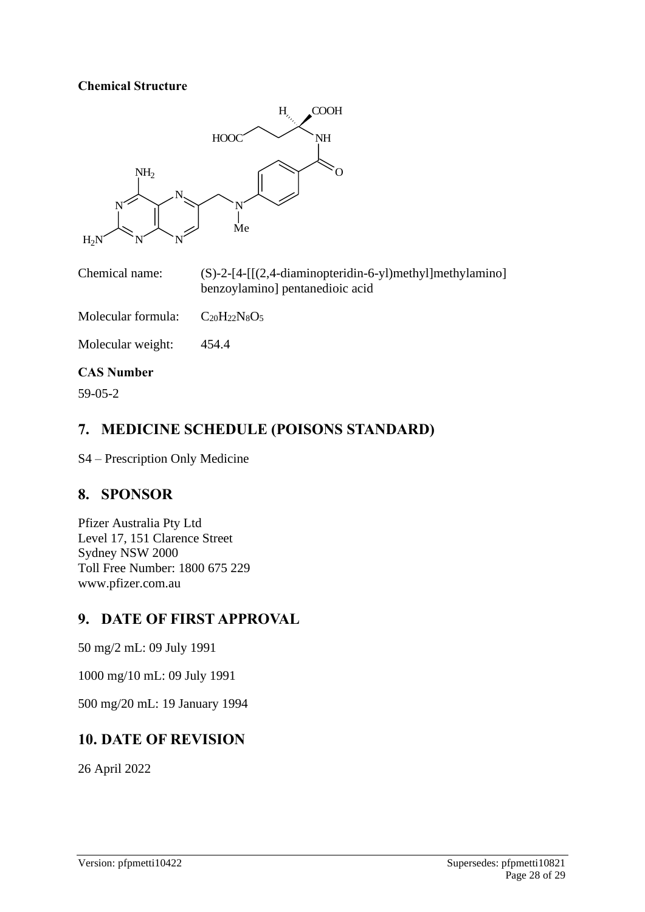**Chemical Structure**

Chemical name: (S)-2-[4-[[(2,4-diaminopteridin-6-yl)methyl]methylamino] benzoylamino] pentanedioic acid

Molecular formula: $C_{20}H_{22}N_8O_5$

Molecular weight: 454.4

**CAS Number**

59-05-2

## 7. MEDICINE SCHEDULE (POISONS STANDARD)

S4 – Prescription Only Medicine

## 8. SPONSOR

Pfizer Australia Pty Ltd
Level 17, 151 Clarence Street
Sydney NSW 2000
Toll Free Number: 1800 675 229
www.pfizer.com.au

## 9. DATE OF FIRST APPROVAL

50 mg/2 mL: 09 July 1991

1000 mg/10 mL: 09 July 1991

500 mg/20 mL: 19 January 1994

## 10. DATE OF REVISION

26 April 2022

Version: pfpmetti10422 Supersedes: pfpmetti10821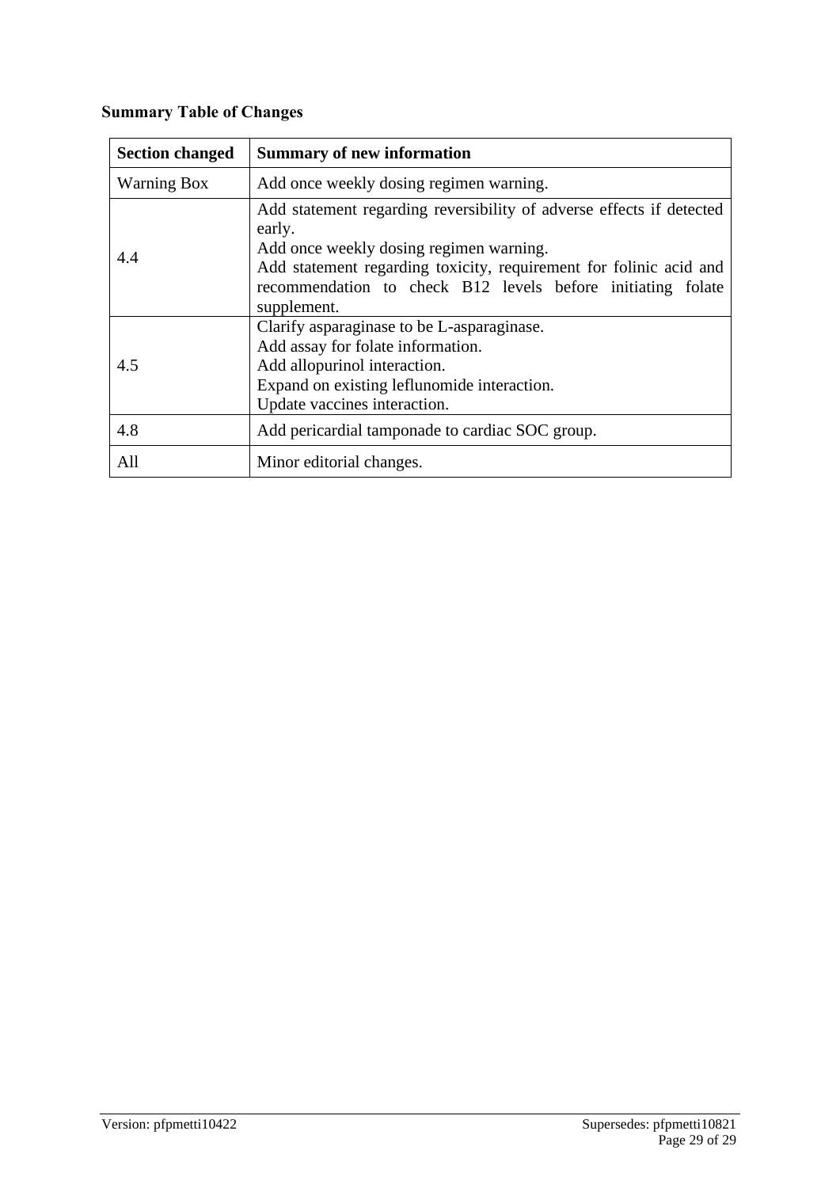**Summary Table of Changes**

| Section changed | Summary of new information |
|---|---|
| Warning Box | Add once weekly dosing regimen warning. |
| 4.4 | Add statement regarding reversibility of adverse effects if detected early.<br>Add once weekly dosing regimen warning.<br>Add statement regarding toxicity, requirement for folinic acid and recommendation to check B12 levels before initiating folate supplement. |
| 4.5 | Clarify asparaginase to be L-asparaginase.<br>Add assay for folate information.<br>Add allopurinol interaction.<br>Expand on existing leflunomide interaction.<br>Update vaccines interaction. |
| 4.8 | Add pericardial tamponade to cardiac SOC group. |
| All | Minor editorial changes. |

Version: pfpmetti10422

Supersedes: pfpmetti10821